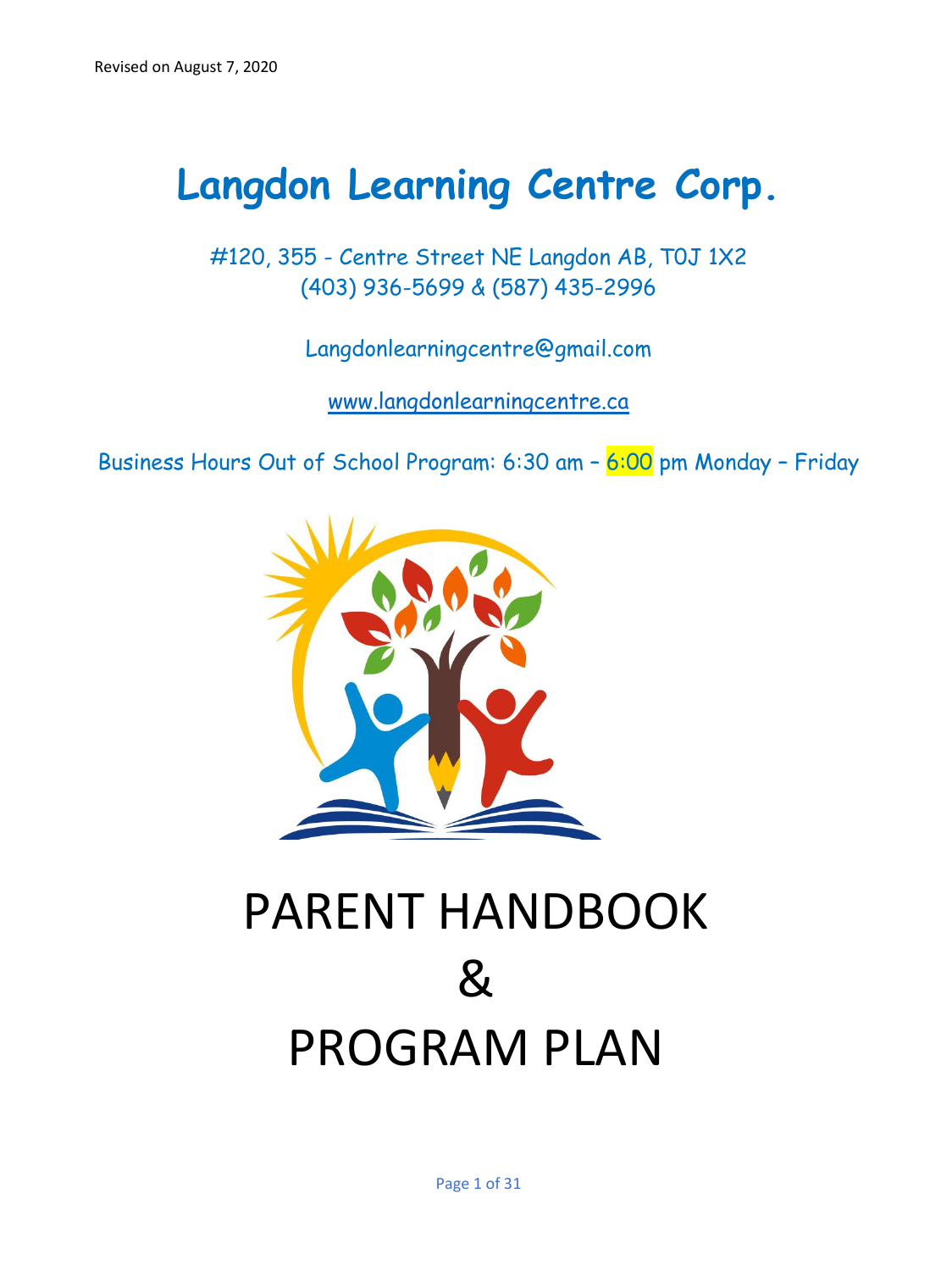Revised on August 7, 2020

# Langdon Learning Centre Corp.

#120, 355 - Centre Street NE Langdon AB, T0J 1X2
(403) 936-5699 & (587) 435-2996

Langdonlearningcentre@gmail.com

www.langdonlearningcentre.ca

Business Hours Out of School Program: 6:30 am – 6:00 pm Monday – Friday

# PARENT HANDBOOK
# &
# PROGRAM PLAN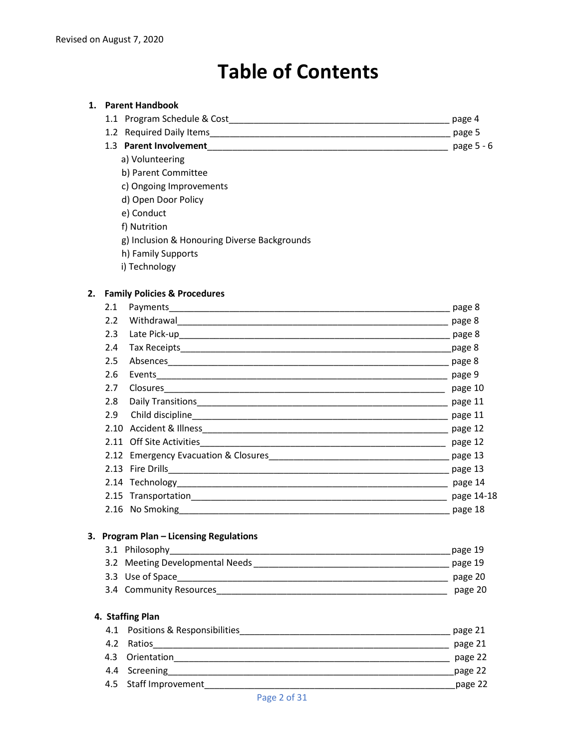Revised on August 7, 2020

# Table of Contents

1. **Parent Handbook**
   - 1.1 Program Schedule & Cost — page 4
   - 1.2 Required Daily Items — page 5
   - 1.3 **Parent Involvement** — page 5 - 6
     - a) Volunteering
     - b) Parent Committee
     - c) Ongoing Improvements
     - d) Open Door Policy
     - e) Conduct
     - f) Nutrition
     - g) Inclusion & Honouring Diverse Backgrounds
     - h) Family Supports
     - i) Technology

2. **Family Policies & Procedures**
   - 2.1 Payments — page 8
   - 2.2 Withdrawal — page 8
   - 2.3 Late Pick-up — page 8
   - 2.4 Tax Receipts — page 8
   - 2.5 Absences — page 8
   - 2.6 Events — page 9
   - 2.7 Closures — page 10
   - 2.8 Daily Transitions — page 11
   - 2.9 Child discipline — page 11
   - 2.10 Accident & Illness — page 12
   - 2.11 Off Site Activities — page 12
   - 2.12 Emergency Evacuation & Closures — page 13
   - 2.13 Fire Drills — page 13
   - 2.14 Technology — page 14
   - 2.15 Transportation — page 14-18
   - 2.16 No Smoking — page 18

3. **Program Plan – Licensing Regulations**
   - 3.1 Philosophy — page 19
   - 3.2 Meeting Developmental Needs — page 19
   - 3.3 Use of Space — page 20
   - 3.4 Community Resources — page 20

4. **Staffing Plan**
   - 4.1 Positions & Responsibilities — page 21
   - 4.2 Ratios — page 21
   - 4.3 Orientation — page 22
   - 4.4 Screening — page 22
   - 4.5 Staff Improvement — page 22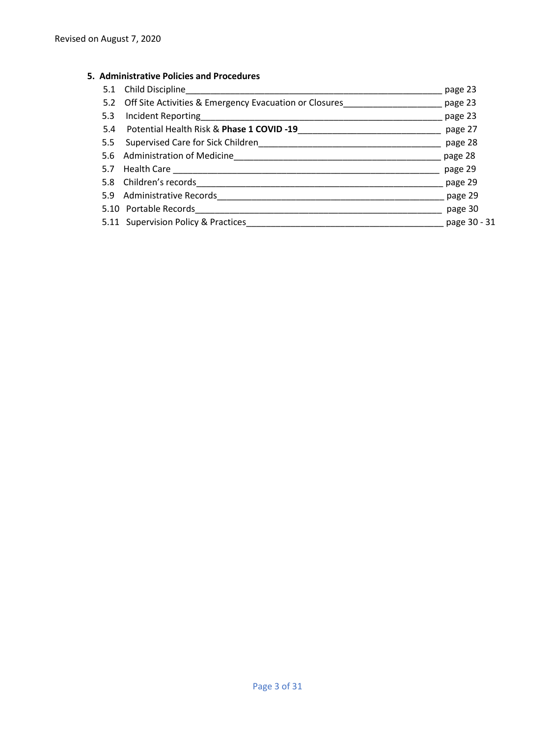Revised on August 7, 2020

**5. Administrative Policies and Procedures**

5.1 Child Discipline ____________________ page 23
5.2 Off Site Activities & Emergency Evacuation or Closures ____________________ page 23
5.3 Incident Reporting ____________________ page 23
5.4 Potential Health Risk & **Phase 1 COVID -19** ____________________ page 27
5.5 Supervised Care for Sick Children ____________________ page 28
5.6 Administration of Medicine ____________________ page 28
5.7 Health Care ____________________ page 29
5.8 Children's records ____________________ page 29
5.9 Administrative Records ____________________ page 29
5.10 Portable Records ____________________ page 30
5.11 Supervision Policy & Practices ____________________ page 30 - 31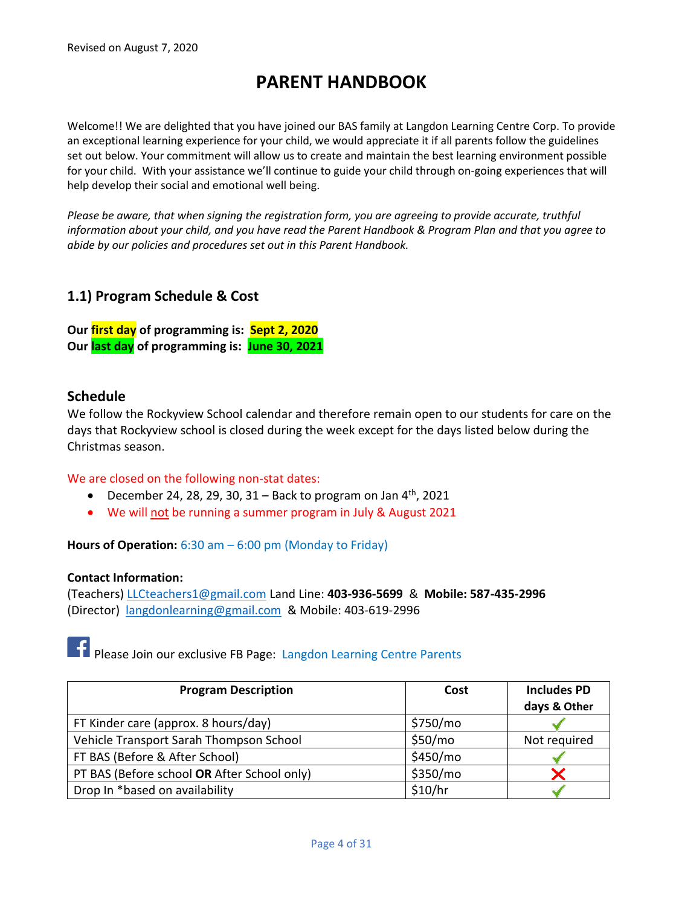Revised on August 7, 2020

# PARENT HANDBOOK

Welcome!! We are delighted that you have joined our BAS family at Langdon Learning Centre Corp. To provide an exceptional learning experience for your child, we would appreciate it if all parents follow the guidelines set out below. Your commitment will allow us to create and maintain the best learning environment possible for your child. With your assistance we'll continue to guide your child through on-going experiences that will help develop their social and emotional well being.

*Please be aware, that when signing the registration form, you are agreeing to provide accurate, truthful information about your child, and you have read the Parent Handbook & Program Plan and that you agree to abide by our policies and procedures set out in this Parent Handbook.*

## 1.1) Program Schedule & Cost

**Our first day of programming is: Sept 2, 2020**
**Our last day of programming is: June 30, 2021**

### Schedule

We follow the Rockyview School calendar and therefore remain open to our students for care on the days that Rockyview school is closed during the week except for the days listed below during the Christmas season.

We are closed on the following non-stat dates:

- December 24, 28, 29, 30, 31 – Back to program on Jan 4th, 2021
- We will not be running a summer program in July & August 2021

**Hours of Operation:** 6:30 am – 6:00 pm (Monday to Friday)

**Contact Information:**
(Teachers) LLCteachers1@gmail.com Land Line: **403-936-5699** & **Mobile: 587-435-2996**
(Director) langdonlearning@gmail.com & Mobile: 403-619-2996

Please Join our exclusive FB Page: Langdon Learning Centre Parents

| Program Description | Cost | Includes PD days & Other |
|---|---|---|
| FT Kinder care (approx. 8 hours/day) | $750/mo | ✓ |
| Vehicle Transport Sarah Thompson School | $50/mo | Not required |
| FT BAS (Before & After School) | $450/mo | ✓ |
| PT BAS (Before school **OR** After School only) | $350/mo | ✗ |
| Drop In *based on availability | $10/hr | ✓ |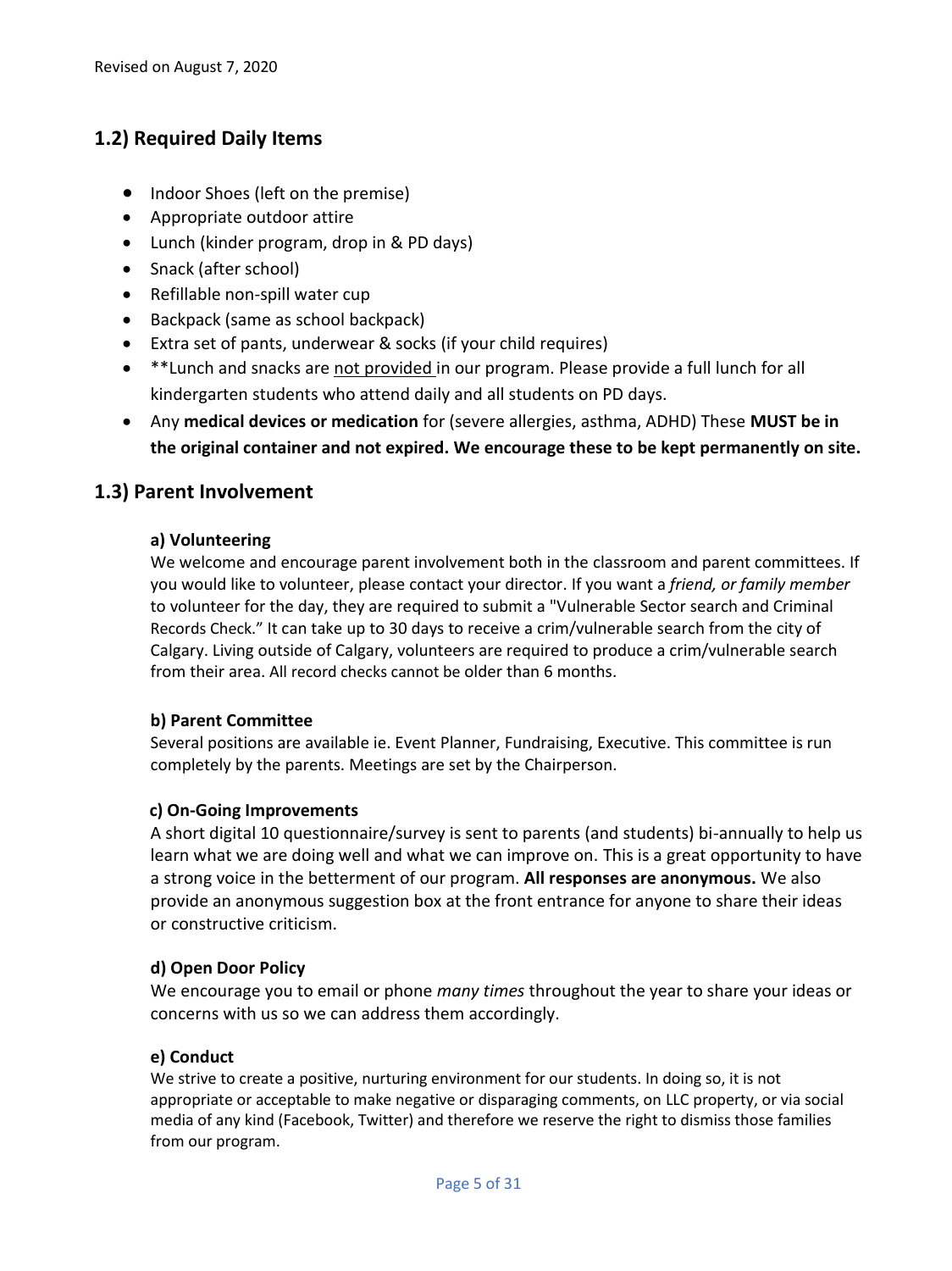## 1.2) Required Daily Items

- Indoor Shoes (left on the premise)
- Appropriate outdoor attire
- Lunch (kinder program, drop in & PD days)
- Snack (after school)
- Refillable non-spill water cup
- Backpack (same as school backpack)
- Extra set of pants, underwear & socks (if your child requires)
- **Lunch and snacks are <u>not provided</u> in our program. Please provide a full lunch for all kindergarten students who attend daily and all students on PD days.
- Any **medical devices or medication** for (severe allergies, asthma, ADHD) These **MUST be in the original container and not expired. We encourage these to be kept permanently on site.**

## 1.3) Parent Involvement

### a) Volunteering

We welcome and encourage parent involvement both in the classroom and parent committees. If you would like to volunteer, please contact your director. If you want a *friend, or family member* to volunteer for the day, they are required to submit a "Vulnerable Sector search and Criminal Records Check." It can take up to 30 days to receive a crim/vulnerable search from the city of Calgary. Living outside of Calgary, volunteers are required to produce a crim/vulnerable search from their area. All record checks cannot be older than 6 months.

### b) Parent Committee

Several positions are available ie. Event Planner, Fundraising, Executive. This committee is run completely by the parents. Meetings are set by the Chairperson.

### c) On-Going Improvements

A short digital 10 questionnaire/survey is sent to parents (and students) bi-annually to help us learn what we are doing well and what we can improve on. This is a great opportunity to have a strong voice in the betterment of our program. **All responses are anonymous.** We also provide an anonymous suggestion box at the front entrance for anyone to share their ideas or constructive criticism.

### d) Open Door Policy

We encourage you to email or phone *many times* throughout the year to share your ideas or concerns with us so we can address them accordingly.

### e) Conduct

We strive to create a positive, nurturing environment for our students. In doing so, it is not appropriate or acceptable to make negative or disparaging comments, on LLC property, or via social media of any kind (Facebook, Twitter) and therefore we reserve the right to dismiss those families from our program.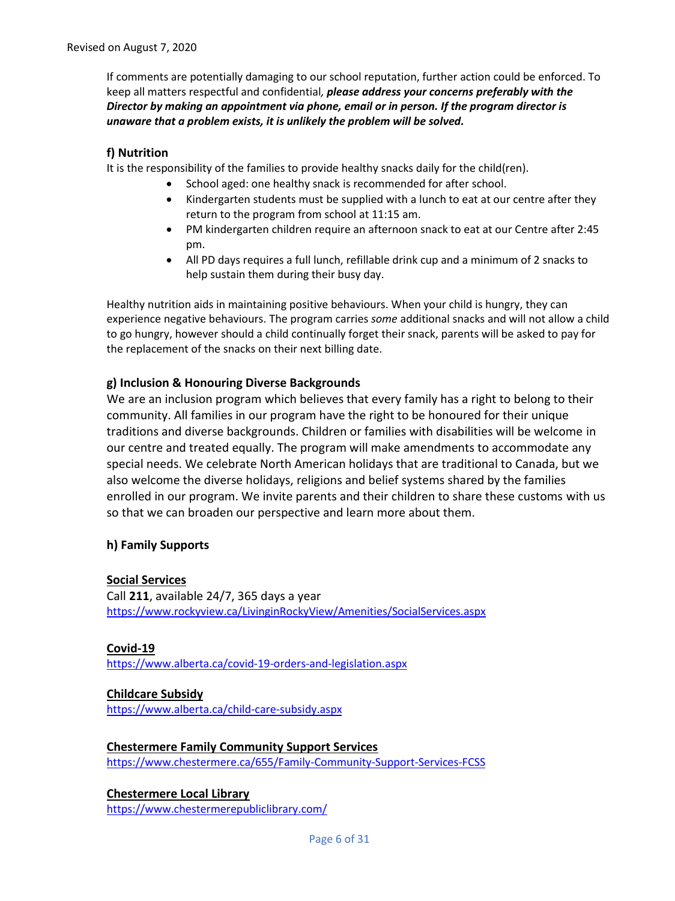If comments are potentially damaging to our school reputation, further action could be enforced. To keep all matters respectful and confidential*, **please address your concerns preferably with the Director by making an appointment via phone, email or in person. If the program director is unaware that a problem exists, it is unlikely the problem will be solved.***

### f) Nutrition

It is the responsibility of the families to provide healthy snacks daily for the child(ren).

- School aged: one healthy snack is recommended for after school.
- Kindergarten students must be supplied with a lunch to eat at our centre after they return to the program from school at 11:15 am.
- PM kindergarten children require an afternoon snack to eat at our Centre after 2:45 pm.
- All PD days requires a full lunch, refillable drink cup and a minimum of 2 snacks to help sustain them during their busy day.

Healthy nutrition aids in maintaining positive behaviours. When your child is hungry, they can experience negative behaviours. The program carries *some* additional snacks and will not allow a child to go hungry, however should a child continually forget their snack, parents will be asked to pay for the replacement of the snacks on their next billing date.

### g) Inclusion & Honouring Diverse Backgrounds

We are an inclusion program which believes that every family has a right to belong to their community. All families in our program have the right to be honoured for their unique traditions and diverse backgrounds. Children or families with disabilities will be welcome in our centre and treated equally. The program will make amendments to accommodate any special needs. We celebrate North American holidays that are traditional to Canada, but we also welcome the diverse holidays, religions and belief systems shared by the families enrolled in our program. We invite parents and their children to share these customs with us so that we can broaden our perspective and learn more about them.

### h) Family Supports

**Social Services**
Call **211**, available 24/7, 365 days a year
https://www.rockyview.ca/LivinginRockyView/Amenities/SocialServices.aspx

**Covid-19**
https://www.alberta.ca/covid-19-orders-and-legislation.aspx

**Childcare Subsidy**
https://www.alberta.ca/child-care-subsidy.aspx

**Chestermere Family Community Support Services**
https://www.chestermere.ca/655/Family-Community-Support-Services-FCSS

**Chestermere Local Library**
https://www.chestermerepubliclibrary.com/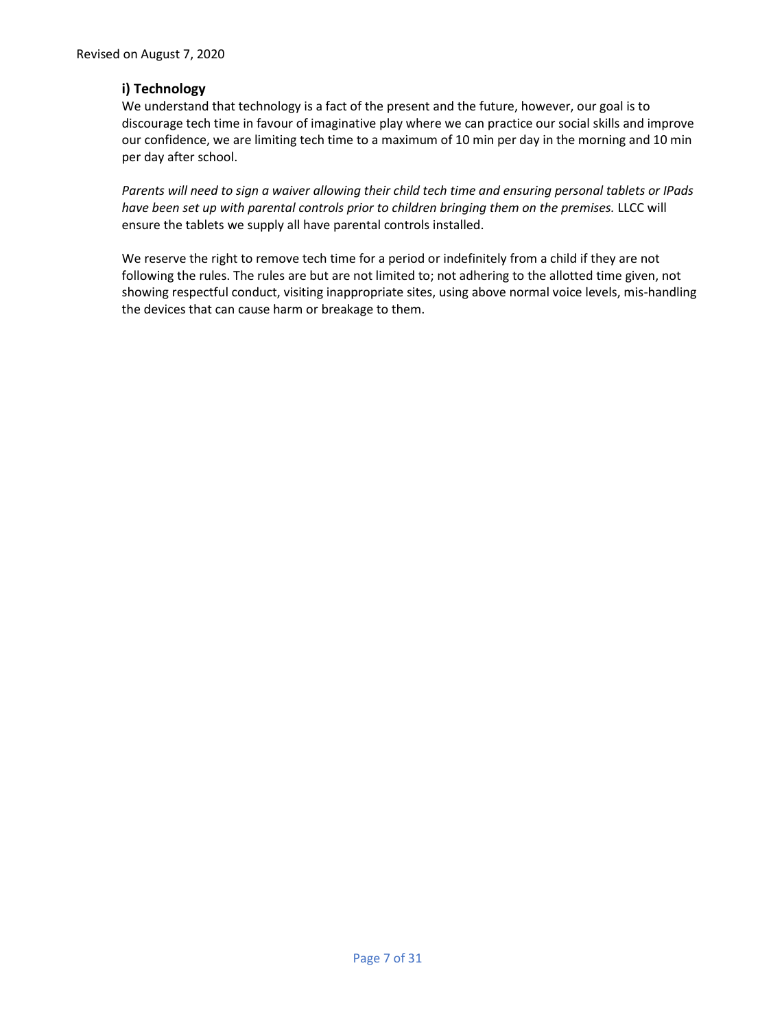### i) Technology

We understand that technology is a fact of the present and the future, however, our goal is to discourage tech time in favour of imaginative play where we can practice our social skills and improve our confidence, we are limiting tech time to a maximum of 10 min per day in the morning and 10 min per day after school.

*Parents will need to sign a waiver allowing their child tech time and ensuring personal tablets or IPads have been set up with parental controls prior to children bringing them on the premises.* LLCC will ensure the tablets we supply all have parental controls installed.

We reserve the right to remove tech time for a period or indefinitely from a child if they are not following the rules. The rules are but are not limited to; not adhering to the allotted time given, not showing respectful conduct, visiting inappropriate sites, using above normal voice levels, mis-handling the devices that can cause harm or breakage to them.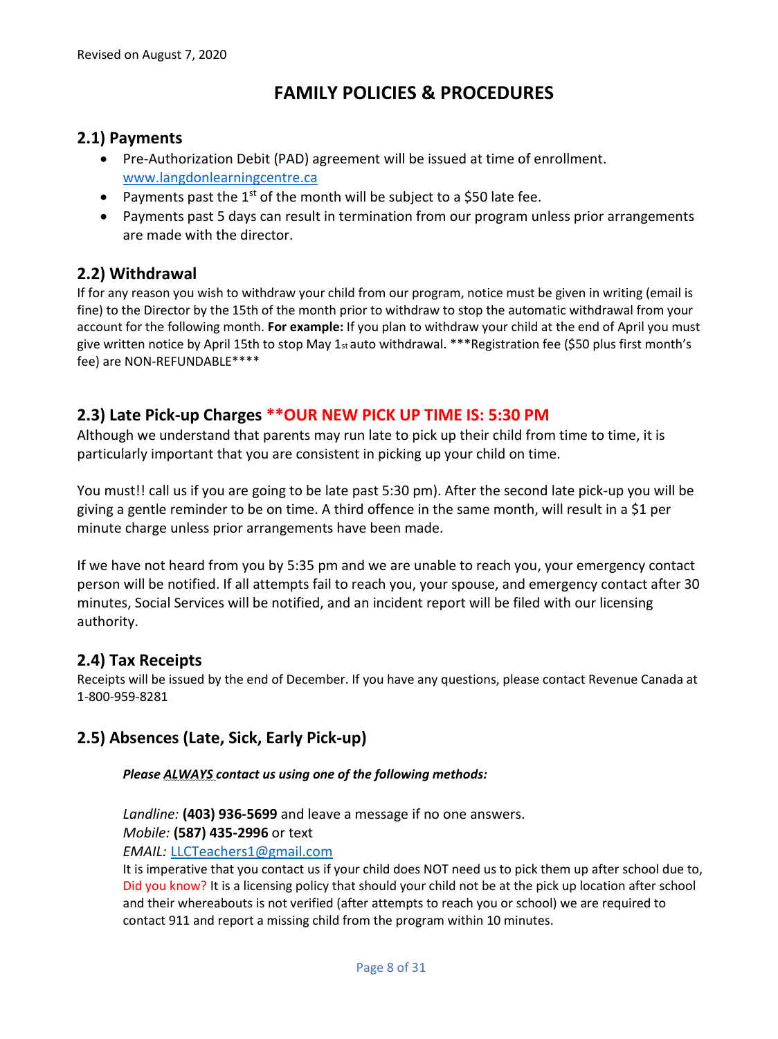Revised on August 7, 2020

# FAMILY POLICIES & PROCEDURES

## 2.1) Payments

- Pre-Authorization Debit (PAD) agreement will be issued at time of enrollment. www.langdonlearningcentre.ca
- Payments past the 1st of the month will be subject to a $50 late fee.
- Payments past 5 days can result in termination from our program unless prior arrangements are made with the director.

## 2.2) Withdrawal

If for any reason you wish to withdraw your child from our program, notice must be given in writing (email is fine) to the Director by the 15th of the month prior to withdraw to stop the automatic withdrawal from your account for the following month. **For example:** If you plan to withdraw your child at the end of April you must give written notice by April 15th to stop May 1st auto withdrawal. ***Registration fee ($50 plus first month's fee) are NON-REFUNDABLE****

## 2.3) Late Pick-up Charges **OUR NEW PICK UP TIME IS: 5:30 PM

Although we understand that parents may run late to pick up their child from time to time, it is particularly important that you are consistent in picking up your child on time.

You must!! call us if you are going to be late past 5:30 pm). After the second late pick-up you will be giving a gentle reminder to be on time. A third offence in the same month, will result in a $1 per minute charge unless prior arrangements have been made.

If we have not heard from you by 5:35 pm and we are unable to reach you, your emergency contact person will be notified. If all attempts fail to reach you, your spouse, and emergency contact after 30 minutes, Social Services will be notified, and an incident report will be filed with our licensing authority.

## 2.4) Tax Receipts

Receipts will be issued by the end of December. If you have any questions, please contact Revenue Canada at 1-800-959-8281

## 2.5) Absences (Late, Sick, Early Pick-up)

***Please ALWAYS contact us using one of the following methods:***

*Landline:* **(403) 936-5699** and leave a message if no one answers.
*Mobile:* **(587) 435-2996** or text
*EMAIL:* LLCTeachers1@gmail.com

It is imperative that you contact us if your child does NOT need us to pick them up after school due to, Did you know? It is a licensing policy that should your child not be at the pick up location after school and their whereabouts is not verified (after attempts to reach you or school) we are required to contact 911 and report a missing child from the program within 10 minutes.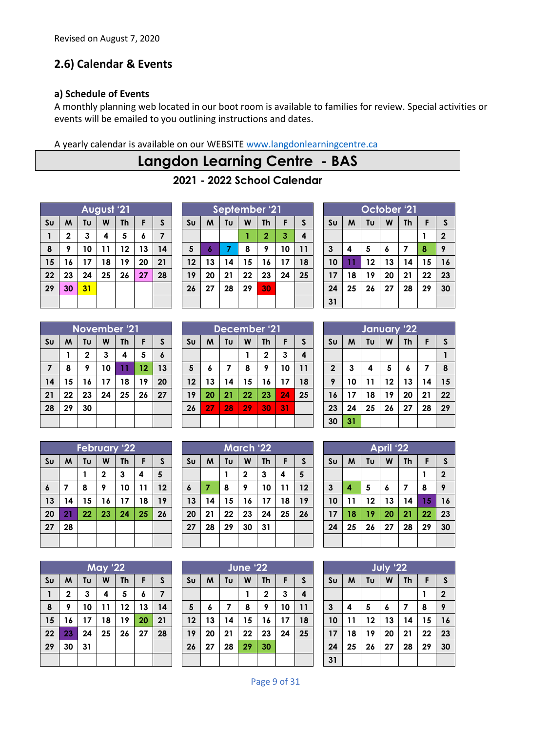Revised on August 7, 2020

## 2.6) Calendar & Events

### a) Schedule of Events

A monthly planning web located in our boot room is available to families for review. Special activities or events will be emailed to you outlining instructions and dates.

A yearly calendar is available on our WEBSITE www.langdonlearningcentre.ca

# Langdon Learning Centre - BAS

## 2021 - 2022 School Calendar

**August '21**

| Su | M | Tu | W | Th | F | S |
|---|---|---|---|---|---|---|
| 1 | 2 | 3 | 4 | 5 | 6 | 7 |
| 8 | 9 | 10 | 11 | 12 | 13 | 14 |
| 15 | 16 | 17 | 18 | 19 | 20 | 21 |
| 22 | 23 | 24 | 25 | 26 | 27 | 28 |
| 29 | 30 | 31 | | | | |

**September '21**

| Su | M | Tu | W | Th | F | S |
|---|---|---|---|---|---|---|
| | | | 1 | 2 | 3 | 4 |
| 5 | 6 | 7 | 8 | 9 | 10 | 11 |
| 12 | 13 | 14 | 15 | 16 | 17 | 18 |
| 19 | 20 | 21 | 22 | 23 | 24 | 25 |
| 26 | 27 | 28 | 29 | 30 | | |

**October '21**

| Su | M | Tu | W | Th | F | S |
|---|---|---|---|---|---|---|
| | | | | | 1 | 2 |
| 3 | 4 | 5 | 6 | 7 | 8 | 9 |
| 10 | 11 | 12 | 13 | 14 | 15 | 16 |
| 17 | 18 | 19 | 20 | 21 | 22 | 23 |
| 24 | 25 | 26 | 27 | 28 | 29 | 30 |
| 31 | | | | | | |

**November '21**

| Su | M | Tu | W | Th | F | S |
|---|---|---|---|---|---|---|
| | 1 | 2 | 3 | 4 | 5 | 6 |
| 7 | 8 | 9 | 10 | 11 | 12 | 13 |
| 14 | 15 | 16 | 17 | 18 | 19 | 20 |
| 21 | 22 | 23 | 24 | 25 | 26 | 27 |
| 28 | 29 | 30 | | | | |

**December '21**

| Su | M | Tu | W | Th | F | S |
|---|---|---|---|---|---|---|
| | | | 1 | 2 | 3 | 4 |
| 5 | 6 | 7 | 8 | 9 | 10 | 11 |
| 12 | 13 | 14 | 15 | 16 | 17 | 18 |
| 19 | 20 | 21 | 22 | 23 | 24 | 25 |
| 26 | 27 | 28 | 29 | 30 | 31 | |

**January '22**

| Su | M | Tu | W | Th | F | S |
|---|---|---|---|---|---|---|
| | | | | | | 1 |
| 2 | 3 | 4 | 5 | 6 | 7 | 8 |
| 9 | 10 | 11 | 12 | 13 | 14 | 15 |
| 16 | 17 | 18 | 19 | 20 | 21 | 22 |
| 23 | 24 | 25 | 26 | 27 | 28 | 29 |
| 30 | 31 | | | | | |

**February '22**

| Su | M | Tu | W | Th | F | S |
|---|---|---|---|---|---|---|
| | | 1 | 2 | 3 | 4 | 5 |
| 6 | 7 | 8 | 9 | 10 | 11 | 12 |
| 13 | 14 | 15 | 16 | 17 | 18 | 19 |
| 20 | 21 | 22 | 23 | 24 | 25 | 26 |
| 27 | 28 | | | | | |

**March '22**

| Su | M | Tu | W | Th | F | S |
|---|---|---|---|---|---|---|
| | | 1 | 2 | 3 | 4 | 5 |
| 6 | 7 | 8 | 9 | 10 | 11 | 12 |
| 13 | 14 | 15 | 16 | 17 | 18 | 19 |
| 20 | 21 | 22 | 23 | 24 | 25 | 26 |
| 27 | 28 | 29 | 30 | 31 | | |

**April '22**

| Su | M | Tu | W | Th | F | S |
|---|---|---|---|---|---|---|
| | | | | | 1 | 2 |
| 3 | 4 | 5 | 6 | 7 | 8 | 9 |
| 10 | 11 | 12 | 13 | 14 | 15 | 16 |
| 17 | 18 | 19 | 20 | 21 | 22 | 23 |
| 24 | 25 | 26 | 27 | 28 | 29 | 30 |

**May '22**

| Su | M | Tu | W | Th | F | S |
|---|---|---|---|---|---|---|
| 1 | 2 | 3 | 4 | 5 | 6 | 7 |
| 8 | 9 | 10 | 11 | 12 | 13 | 14 |
| 15 | 16 | 17 | 18 | 19 | 20 | 21 |
| 22 | 23 | 24 | 25 | 26 | 27 | 28 |
| 29 | 30 | 31 | | | | |

**June '22**

| Su | M | Tu | W | Th | F | S |
|---|---|---|---|---|---|---|
| | | | 1 | 2 | 3 | 4 |
| 5 | 6 | 7 | 8 | 9 | 10 | 11 |
| 12 | 13 | 14 | 15 | 16 | 17 | 18 |
| 19 | 20 | 21 | 22 | 23 | 24 | 25 |
| 26 | 27 | 28 | 29 | 30 | | |

**July '22**

| Su | M | Tu | W | Th | F | S |
|---|---|---|---|---|---|---|
| | | | | | 1 | 2 |
| 3 | 4 | 5 | 6 | 7 | 8 | 9 |
| 10 | 11 | 12 | 13 | 14 | 15 | 16 |
| 17 | 18 | 19 | 20 | 21 | 22 | 23 |
| 24 | 25 | 26 | 27 | 28 | 29 | 30 |
| 31 | | | | | | |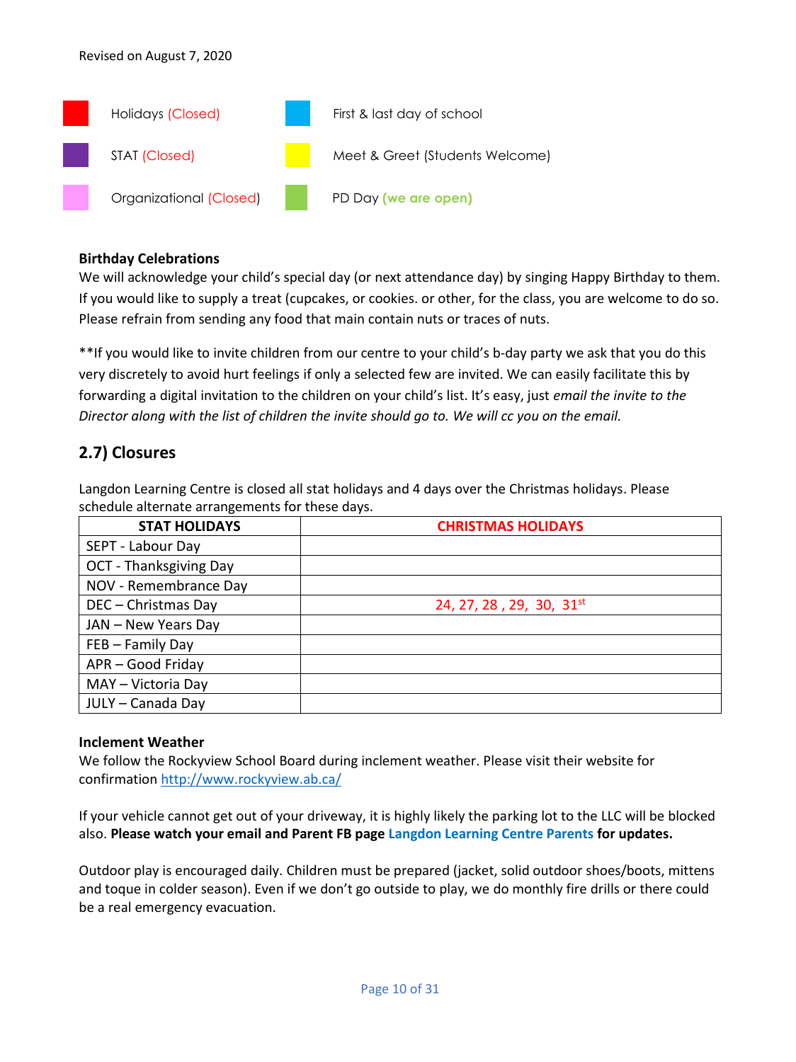Revised on August 7, 2020

| | | | |
|---|---|---|---|
| | Holidays (Closed) | | First & last day of school |
| | STAT (Closed) | | Meet & Greet (Students Welcome) |
| | Organizational (Closed) | | PD Day **(we are open)** |

**Birthday Celebrations**

We will acknowledge your child's special day (or next attendance day) by singing Happy Birthday to them. If you would like to supply a treat (cupcakes, or cookies. or other, for the class, you are welcome to do so. Please refrain from sending any food that main contain nuts or traces of nuts.

**If you would like to invite children from our centre to your child's b-day party we ask that you do this very discretely to avoid hurt feelings if only a selected few are invited. We can easily facilitate this by forwarding a digital invitation to the children on your child's list. It's easy, just *email the invite to the Director along with the list of children the invite should go to. We will cc you on the email.*

## 2.7) Closures

Langdon Learning Centre is closed all stat holidays and 4 days over the Christmas holidays. Please schedule alternate arrangements for these days.

| STAT HOLIDAYS | CHRISTMAS HOLIDAYS |
|---|---|
| SEPT - Labour Day | |
| OCT - Thanksgiving Day | |
| NOV - Remembrance Day | |
| DEC – Christmas Day | 24, 27, 28 , 29, 30, 31st |
| JAN – New Years Day | |
| FEB – Family Day | |
| APR – Good Friday | |
| MAY – Victoria Day | |
| JULY – Canada Day | |

**Inclement Weather**

We follow the Rockyview School Board during inclement weather. Please visit their website for confirmation http://www.rockyview.ab.ca/

If your vehicle cannot get out of your driveway, it is highly likely the parking lot to the LLC will be blocked also. **Please watch your email and Parent FB page Langdon Learning Centre Parents for updates.**

Outdoor play is encouraged daily. Children must be prepared (jacket, solid outdoor shoes/boots, mittens and toque in colder season). Even if we don't go outside to play, we do monthly fire drills or there could be a real emergency evacuation.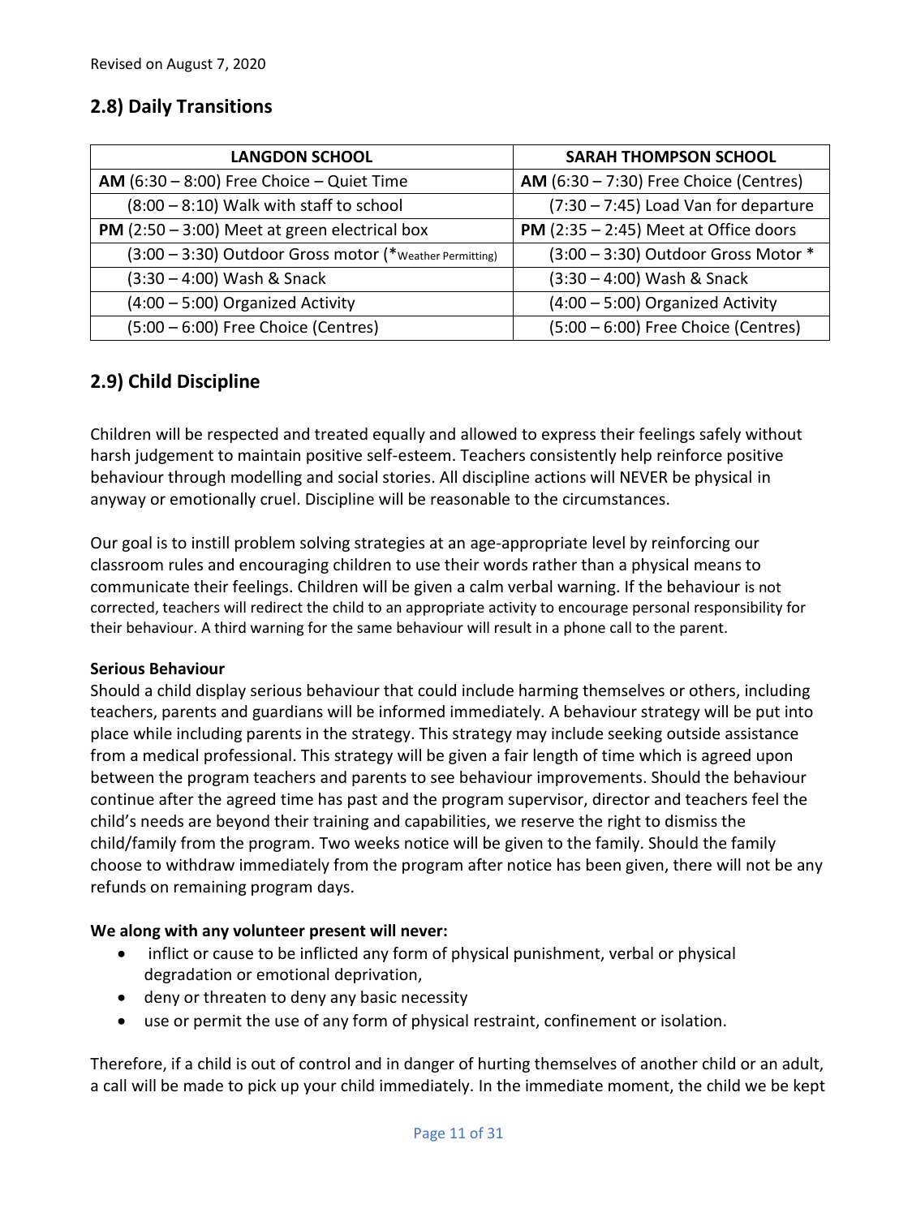Revised on August 7, 2020

## 2.8) Daily Transitions

| LANGDON SCHOOL | SARAH THOMPSON SCHOOL |
|---|---|
| **AM** (6:30 – 8:00) Free Choice – Quiet Time | **AM** (6:30 – 7:30) Free Choice (Centres) |
| (8:00 – 8:10) Walk with staff to school | (7:30 – 7:45) Load Van for departure |
| **PM** (2:50 – 3:00) Meet at green electrical box | **PM** (2:35 – 2:45) Meet at Office doors |
| (3:00 – 3:30) Outdoor Gross motor (*Weather Permitting) | (3:00 – 3:30) Outdoor Gross Motor * |
| (3:30 – 4:00) Wash & Snack | (3:30 – 4:00) Wash & Snack |
| (4:00 – 5:00) Organized Activity | (4:00 – 5:00) Organized Activity |
| (5:00 – 6:00) Free Choice (Centres) | (5:00 – 6:00) Free Choice (Centres) |

## 2.9) Child Discipline

Children will be respected and treated equally and allowed to express their feelings safely without harsh judgement to maintain positive self-esteem. Teachers consistently help reinforce positive behaviour through modelling and social stories. All discipline actions will NEVER be physical in anyway or emotionally cruel. Discipline will be reasonable to the circumstances.

Our goal is to instill problem solving strategies at an age-appropriate level by reinforcing our classroom rules and encouraging children to use their words rather than a physical means to communicate their feelings. Children will be given a calm verbal warning. If the behaviour is not corrected, teachers will redirect the child to an appropriate activity to encourage personal responsibility for their behaviour. A third warning for the same behaviour will result in a phone call to the parent.

**Serious Behaviour**

Should a child display serious behaviour that could include harming themselves or others, including teachers, parents and guardians will be informed immediately. A behaviour strategy will be put into place while including parents in the strategy. This strategy may include seeking outside assistance from a medical professional. This strategy will be given a fair length of time which is agreed upon between the program teachers and parents to see behaviour improvements. Should the behaviour continue after the agreed time has past and the program supervisor, director and teachers feel the child's needs are beyond their training and capabilities, we reserve the right to dismiss the child/family from the program. Two weeks notice will be given to the family. Should the family choose to withdraw immediately from the program after notice has been given, there will not be any refunds on remaining program days.

**We along with any volunteer present will never:**

- inflict or cause to be inflicted any form of physical punishment, verbal or physical degradation or emotional deprivation,
- deny or threaten to deny any basic necessity
- use or permit the use of any form of physical restraint, confinement or isolation.

Therefore, if a child is out of control and in danger of hurting themselves of another child or an adult, a call will be made to pick up your child immediately. In the immediate moment, the child we be kept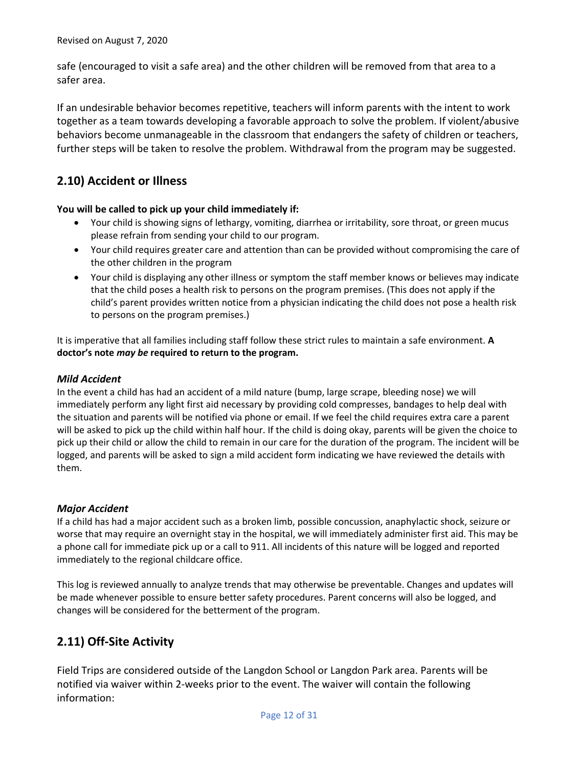safe (encouraged to visit a safe area) and the other children will be removed from that area to a safer area.

If an undesirable behavior becomes repetitive, teachers will inform parents with the intent to work together as a team towards developing a favorable approach to solve the problem. If violent/abusive behaviors become unmanageable in the classroom that endangers the safety of children or teachers, further steps will be taken to resolve the problem. Withdrawal from the program may be suggested.

## 2.10) Accident or Illness

**You will be called to pick up your child immediately if:**

- Your child is showing signs of lethargy, vomiting, diarrhea or irritability, sore throat, or green mucus please refrain from sending your child to our program.
- Your child requires greater care and attention than can be provided without compromising the care of the other children in the program
- Your child is displaying any other illness or symptom the staff member knows or believes may indicate that the child poses a health risk to persons on the program premises. (This does not apply if the child's parent provides written notice from a physician indicating the child does not pose a health risk to persons on the program premises.)

It is imperative that all families including staff follow these strict rules to maintain a safe environment. **A doctor's note *may be* required to return to the program.**

### *Mild Accident*

In the event a child has had an accident of a mild nature (bump, large scrape, bleeding nose) we will immediately perform any light first aid necessary by providing cold compresses, bandages to help deal with the situation and parents will be notified via phone or email. If we feel the child requires extra care a parent will be asked to pick up the child within half hour. If the child is doing okay, parents will be given the choice to pick up their child or allow the child to remain in our care for the duration of the program. The incident will be logged, and parents will be asked to sign a mild accident form indicating we have reviewed the details with them.

### *Major Accident*

If a child has had a major accident such as a broken limb, possible concussion, anaphylactic shock, seizure or worse that may require an overnight stay in the hospital, we will immediately administer first aid. This may be a phone call for immediate pick up or a call to 911. All incidents of this nature will be logged and reported immediately to the regional childcare office.

This log is reviewed annually to analyze trends that may otherwise be preventable. Changes and updates will be made whenever possible to ensure better safety procedures. Parent concerns will also be logged, and changes will be considered for the betterment of the program.

## 2.11) Off-Site Activity

Field Trips are considered outside of the Langdon School or Langdon Park area. Parents will be notified via waiver within 2-weeks prior to the event. The waiver will contain the following information: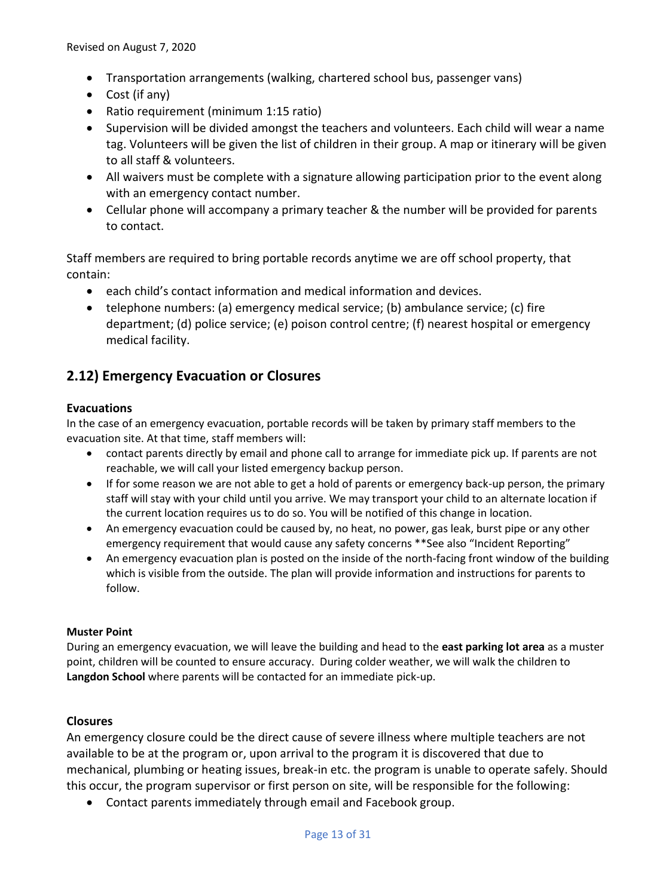- Transportation arrangements (walking, chartered school bus, passenger vans)
- Cost (if any)
- Ratio requirement (minimum 1:15 ratio)
- Supervision will be divided amongst the teachers and volunteers. Each child will wear a name tag. Volunteers will be given the list of children in their group. A map or itinerary will be given to all staff & volunteers.
- All waivers must be complete with a signature allowing participation prior to the event along with an emergency contact number.
- Cellular phone will accompany a primary teacher & the number will be provided for parents to contact.

Staff members are required to bring portable records anytime we are off school property, that contain:

- each child's contact information and medical information and devices.
- telephone numbers: (a) emergency medical service; (b) ambulance service; (c) fire department; (d) police service; (e) poison control centre; (f) nearest hospital or emergency medical facility.

## 2.12) Emergency Evacuation or Closures

### Evacuations

In the case of an emergency evacuation, portable records will be taken by primary staff members to the evacuation site. At that time, staff members will:

- contact parents directly by email and phone call to arrange for immediate pick up. If parents are not reachable, we will call your listed emergency backup person.
- If for some reason we are not able to get a hold of parents or emergency back-up person, the primary staff will stay with your child until you arrive. We may transport your child to an alternate location if the current location requires us to do so. You will be notified of this change in location.
- An emergency evacuation could be caused by, no heat, no power, gas leak, burst pipe or any other emergency requirement that would cause any safety concerns **See also "Incident Reporting"
- An emergency evacuation plan is posted on the inside of the north-facing front window of the building which is visible from the outside. The plan will provide information and instructions for parents to follow.

### Muster Point

During an emergency evacuation, we will leave the building and head to the **east parking lot area** as a muster point, children will be counted to ensure accuracy. During colder weather, we will walk the children to **Langdon School** where parents will be contacted for an immediate pick-up.

### Closures

An emergency closure could be the direct cause of severe illness where multiple teachers are not available to be at the program or, upon arrival to the program it is discovered that due to mechanical, plumbing or heating issues, break-in etc. the program is unable to operate safely. Should this occur, the program supervisor or first person on site, will be responsible for the following:

- Contact parents immediately through email and Facebook group.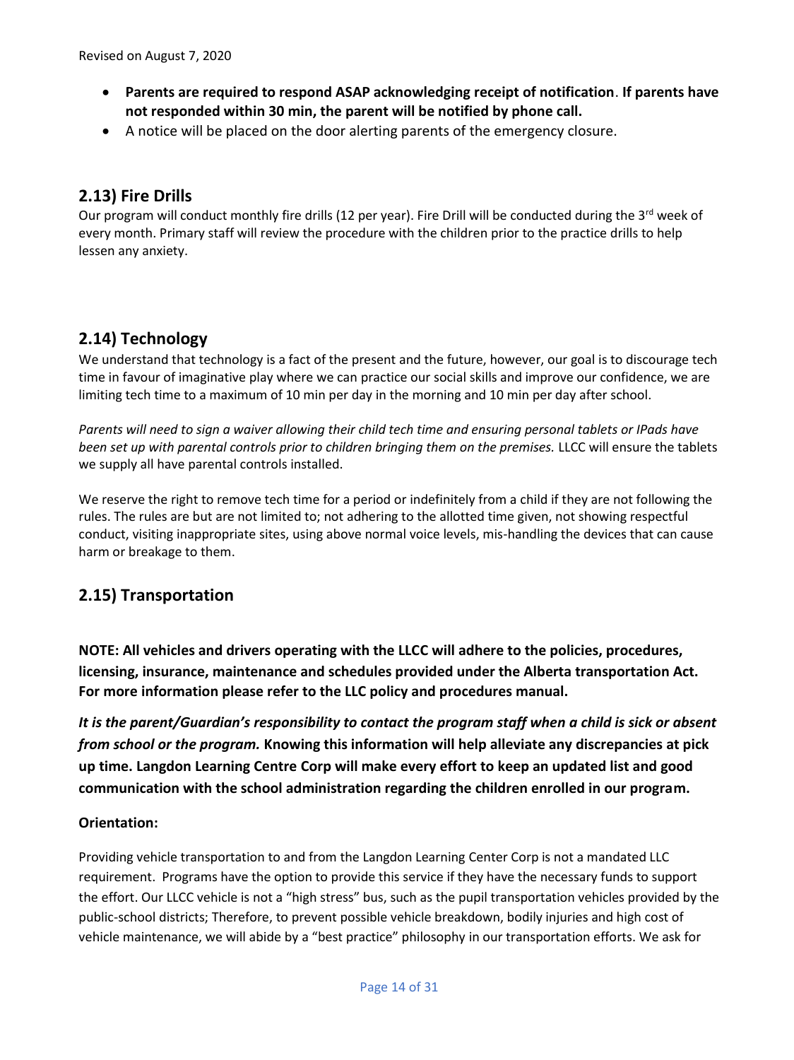Revised on August 7, 2020

- **Parents are required to respond ASAP acknowledging receipt of notification**. **If parents have not responded within 30 min, the parent will be notified by phone call.**
- A notice will be placed on the door alerting parents of the emergency closure.

## 2.13) Fire Drills

Our program will conduct monthly fire drills (12 per year). Fire Drill will be conducted during the 3rd week of every month. Primary staff will review the procedure with the children prior to the practice drills to help lessen any anxiety.

## 2.14) Technology

We understand that technology is a fact of the present and the future, however, our goal is to discourage tech time in favour of imaginative play where we can practice our social skills and improve our confidence, we are limiting tech time to a maximum of 10 min per day in the morning and 10 min per day after school.

*Parents will need to sign a waiver allowing their child tech time and ensuring personal tablets or IPads have been set up with parental controls prior to children bringing them on the premises.* LLCC will ensure the tablets we supply all have parental controls installed.

We reserve the right to remove tech time for a period or indefinitely from a child if they are not following the rules. The rules are but are not limited to; not adhering to the allotted time given, not showing respectful conduct, visiting inappropriate sites, using above normal voice levels, mis-handling the devices that can cause harm or breakage to them.

## 2.15) Transportation

**NOTE: All vehicles and drivers operating with the LLCC will adhere to the policies, procedures, licensing, insurance, maintenance and schedules provided under the Alberta transportation Act. For more information please refer to the LLC policy and procedures manual.**

***It is the parent/Guardian's responsibility to contact the program staff when a child is sick or absent from school or the program.*** **Knowing this information will help alleviate any discrepancies at pick up time. Langdon Learning Centre Corp will make every effort to keep an updated list and good communication with the school administration regarding the children enrolled in our program.**

**Orientation:**

Providing vehicle transportation to and from the Langdon Learning Center Corp is not a mandated LLC requirement. Programs have the option to provide this service if they have the necessary funds to support the effort. Our LLCC vehicle is not a "high stress" bus, such as the pupil transportation vehicles provided by the public-school districts; Therefore, to prevent possible vehicle breakdown, bodily injuries and high cost of vehicle maintenance, we will abide by a "best practice" philosophy in our transportation efforts. We ask for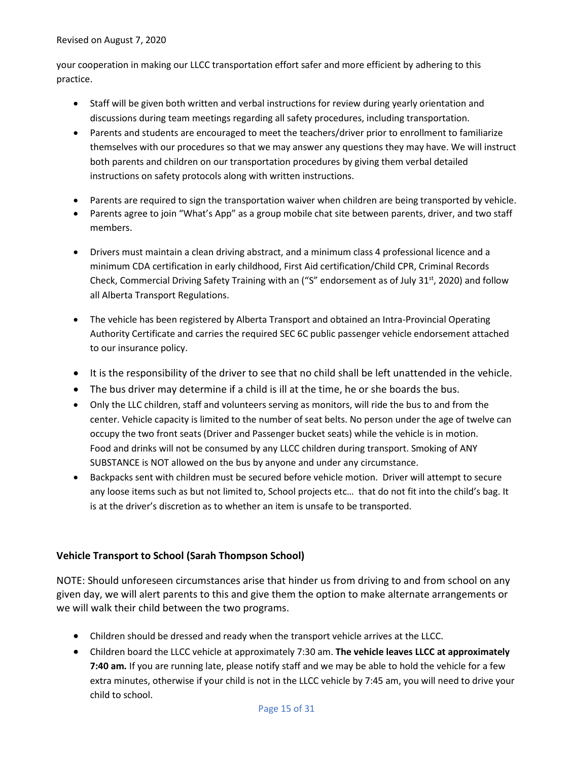your cooperation in making our LLCC transportation effort safer and more efficient by adhering to this practice.

- Staff will be given both written and verbal instructions for review during yearly orientation and discussions during team meetings regarding all safety procedures, including transportation.
- Parents and students are encouraged to meet the teachers/driver prior to enrollment to familiarize themselves with our procedures so that we may answer any questions they may have. We will instruct both parents and children on our transportation procedures by giving them verbal detailed instructions on safety protocols along with written instructions.
- Parents are required to sign the transportation waiver when children are being transported by vehicle.
- Parents agree to join "What's App" as a group mobile chat site between parents, driver, and two staff members.
- Drivers must maintain a clean driving abstract, and a minimum class 4 professional licence and a minimum CDA certification in early childhood, First Aid certification/Child CPR, Criminal Records Check, Commercial Driving Safety Training with an ("S" endorsement as of July 31st, 2020) and follow all Alberta Transport Regulations.
- The vehicle has been registered by Alberta Transport and obtained an Intra-Provincial Operating Authority Certificate and carries the required SEC 6C public passenger vehicle endorsement attached to our insurance policy.
- It is the responsibility of the driver to see that no child shall be left unattended in the vehicle.
- The bus driver may determine if a child is ill at the time, he or she boards the bus.
- Only the LLC children, staff and volunteers serving as monitors, will ride the bus to and from the center. Vehicle capacity is limited to the number of seat belts. No person under the age of twelve can occupy the two front seats (Driver and Passenger bucket seats) while the vehicle is in motion. Food and drinks will not be consumed by any LLCC children during transport. Smoking of ANY SUBSTANCE is NOT allowed on the bus by anyone and under any circumstance.
- Backpacks sent with children must be secured before vehicle motion. Driver will attempt to secure any loose items such as but not limited to, School projects etc… that do not fit into the child's bag. It is at the driver's discretion as to whether an item is unsafe to be transported.

### Vehicle Transport to School (Sarah Thompson School)

NOTE: Should unforeseen circumstances arise that hinder us from driving to and from school on any given day, we will alert parents to this and give them the option to make alternate arrangements or we will walk their child between the two programs.

- Children should be dressed and ready when the transport vehicle arrives at the LLCC.
- Children board the LLCC vehicle at approximately 7:30 am. **The vehicle leaves LLCC at approximately 7:40 am.** If you are running late, please notify staff and we may be able to hold the vehicle for a few extra minutes, otherwise if your child is not in the LLCC vehicle by 7:45 am, you will need to drive your child to school.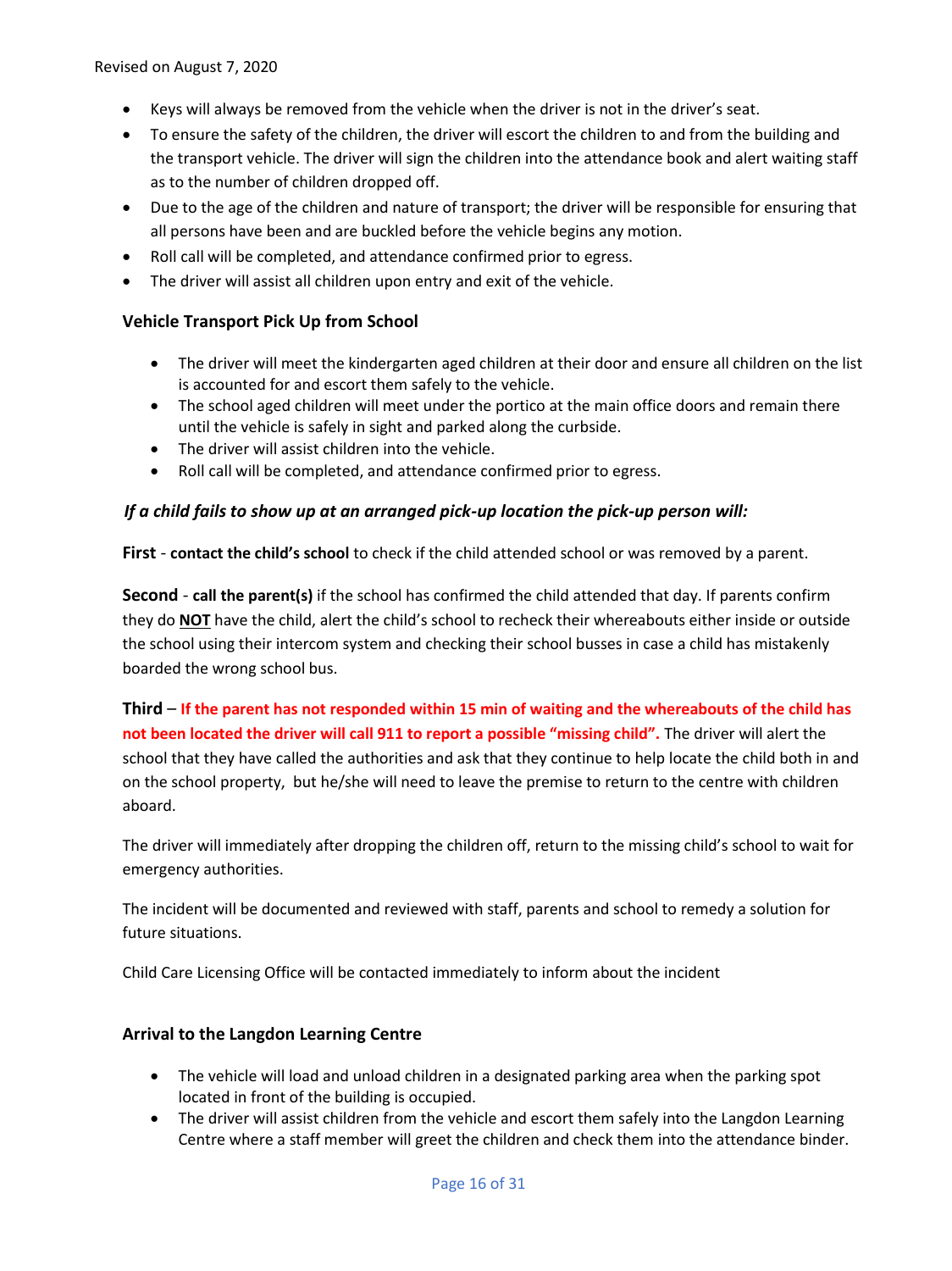- Keys will always be removed from the vehicle when the driver is not in the driver's seat.
- To ensure the safety of the children, the driver will escort the children to and from the building and the transport vehicle. The driver will sign the children into the attendance book and alert waiting staff as to the number of children dropped off.
- Due to the age of the children and nature of transport; the driver will be responsible for ensuring that all persons have been and are buckled before the vehicle begins any motion.
- Roll call will be completed, and attendance confirmed prior to egress.
- The driver will assist all children upon entry and exit of the vehicle.

### Vehicle Transport Pick Up from School

- The driver will meet the kindergarten aged children at their door and ensure all children on the list is accounted for and escort them safely to the vehicle.
- The school aged children will meet under the portico at the main office doors and remain there until the vehicle is safely in sight and parked along the curbside.
- The driver will assist children into the vehicle.
- Roll call will be completed, and attendance confirmed prior to egress.

### *If a child fails to show up at an arranged pick-up location the pick-up person will:*

**First** - **contact the child's school** to check if the child attended school or was removed by a parent.

**Second** - **call the parent(s)** if the school has confirmed the child attended that day. If parents confirm they do **NOT** have the child, alert the child's school to recheck their whereabouts either inside or outside the school using their intercom system and checking their school busses in case a child has mistakenly boarded the wrong school bus.

**Third** – **If the parent has not responded within 15 min of waiting and the whereabouts of the child has not been located the driver will call 911 to report a possible "missing child".** The driver will alert the school that they have called the authorities and ask that they continue to help locate the child both in and on the school property, but he/she will need to leave the premise to return to the centre with children aboard.

The driver will immediately after dropping the children off, return to the missing child's school to wait for emergency authorities.

The incident will be documented and reviewed with staff, parents and school to remedy a solution for future situations.

Child Care Licensing Office will be contacted immediately to inform about the incident

### Arrival to the Langdon Learning Centre

- The vehicle will load and unload children in a designated parking area when the parking spot located in front of the building is occupied.
- The driver will assist children from the vehicle and escort them safely into the Langdon Learning Centre where a staff member will greet the children and check them into the attendance binder.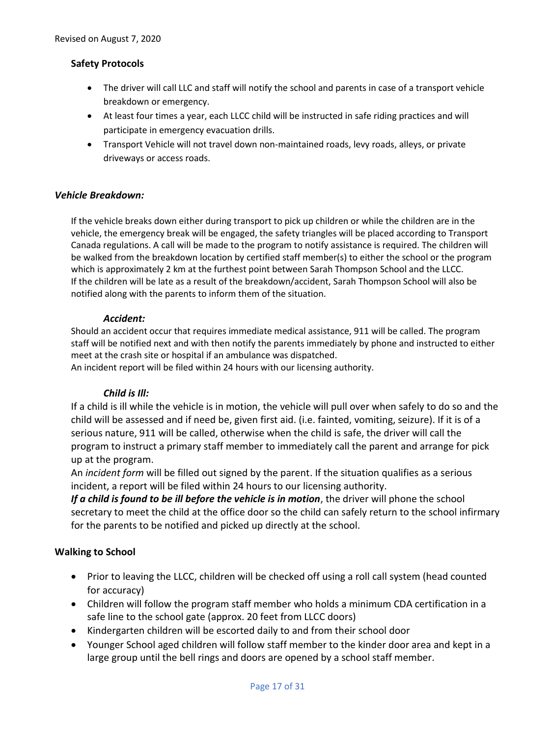Revised on August 7, 2020

## Safety Protocols

- The driver will call LLC and staff will notify the school and parents in case of a transport vehicle breakdown or emergency.
- At least four times a year, each LLCC child will be instructed in safe riding practices and will participate in emergency evacuation drills.
- Transport Vehicle will not travel down non-maintained roads, levy roads, alleys, or private driveways or access roads.

### *Vehicle Breakdown:*

If the vehicle breaks down either during transport to pick up children or while the children are in the vehicle, the emergency break will be engaged, the safety triangles will be placed according to Transport Canada regulations. A call will be made to the program to notify assistance is required. The children will be walked from the breakdown location by certified staff member(s) to either the school or the program which is approximately 2 km at the furthest point between Sarah Thompson School and the LLCC. If the children will be late as a result of the breakdown/accident, Sarah Thompson School will also be notified along with the parents to inform them of the situation.

#### *Accident:*

Should an accident occur that requires immediate medical assistance, 911 will be called. The program staff will be notified next and with then notify the parents immediately by phone and instructed to either meet at the crash site or hospital if an ambulance was dispatched.
An incident report will be filed within 24 hours with our licensing authority.

#### *Child is Ill:*

If a child is ill while the vehicle is in motion, the vehicle will pull over when safely to do so and the child will be assessed and if need be, given first aid. (i.e. fainted, vomiting, seizure). If it is of a serious nature, 911 will be called, otherwise when the child is safe, the driver will call the program to instruct a primary staff member to immediately call the parent and arrange for pick up at the program.
An *incident form* will be filled out signed by the parent. If the situation qualifies as a serious incident, a report will be filed within 24 hours to our licensing authority.
***If a child is found to be ill before the vehicle is in motion***, the driver will phone the school secretary to meet the child at the office door so the child can safely return to the school infirmary for the parents to be notified and picked up directly at the school.

## Walking to School

- Prior to leaving the LLCC, children will be checked off using a roll call system (head counted for accuracy)
- Children will follow the program staff member who holds a minimum CDA certification in a safe line to the school gate (approx. 20 feet from LLCC doors)
- Kindergarten children will be escorted daily to and from their school door
- Younger School aged children will follow staff member to the kinder door area and kept in a large group until the bell rings and doors are opened by a school staff member.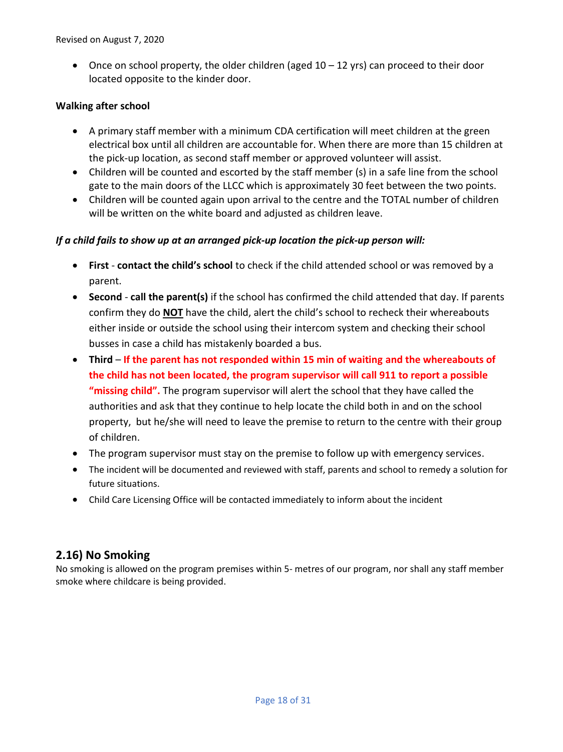Revised on August 7, 2020

- Once on school property, the older children (aged 10 – 12 yrs) can proceed to their door located opposite to the kinder door.

**Walking after school**

- A primary staff member with a minimum CDA certification will meet children at the green electrical box until all children are accountable for. When there are more than 15 children at the pick-up location, as second staff member or approved volunteer will assist.
- Children will be counted and escorted by the staff member (s) in a safe line from the school gate to the main doors of the LLCC which is approximately 30 feet between the two points.
- Children will be counted again upon arrival to the centre and the TOTAL number of children will be written on the white board and adjusted as children leave.

***If a child fails to show up at an arranged pick-up location the pick-up person will:***

- **First** - **contact the child's school** to check if the child attended school or was removed by a parent.
- **Second** - **call the parent(s)** if the school has confirmed the child attended that day. If parents confirm they do **NOT** have the child, alert the child's school to recheck their whereabouts either inside or outside the school using their intercom system and checking their school busses in case a child has mistakenly boarded a bus.
- **Third** – **If the parent has not responded within 15 min of waiting and the whereabouts of the child has not been located, the program supervisor will call 911 to report a possible "missing child".** The program supervisor will alert the school that they have called the authorities and ask that they continue to help locate the child both in and on the school property, but he/she will need to leave the premise to return to the centre with their group of children.
- The program supervisor must stay on the premise to follow up with emergency services.
- The incident will be documented and reviewed with staff, parents and school to remedy a solution for future situations.
- Child Care Licensing Office will be contacted immediately to inform about the incident

## 2.16) No Smoking

No smoking is allowed on the program premises within 5- metres of our program, nor shall any staff member smoke where childcare is being provided.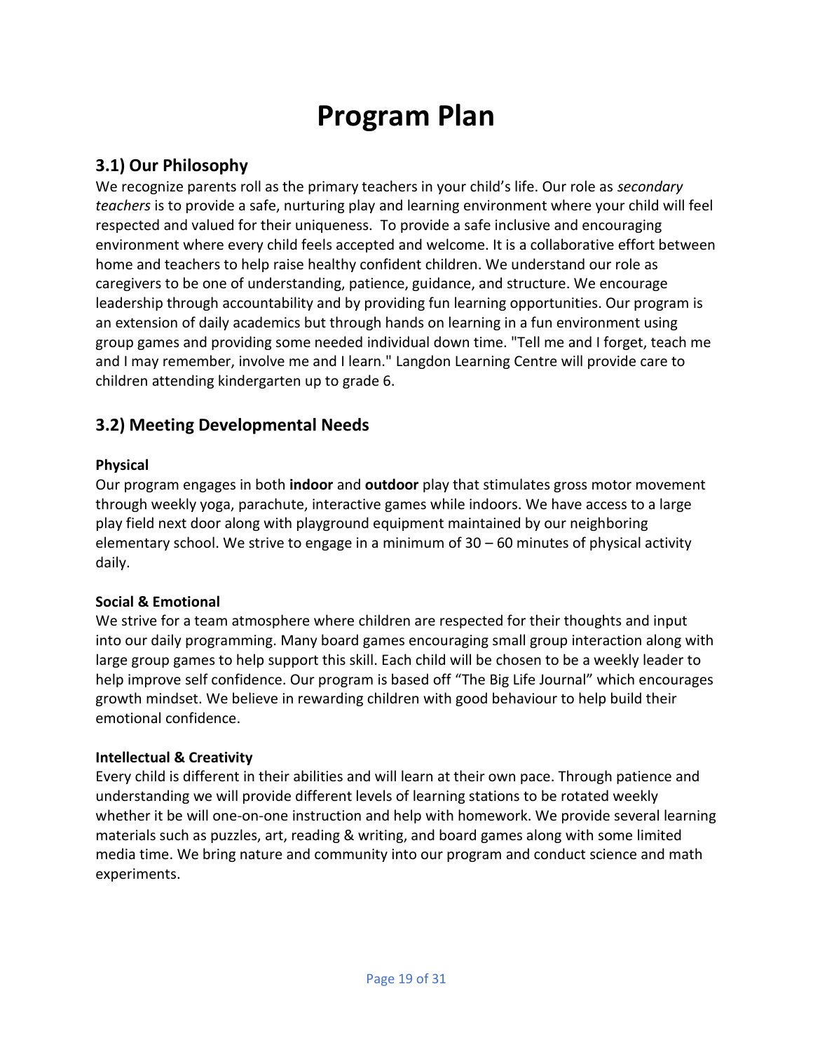# Program Plan

## 3.1) Our Philosophy

We recognize parents roll as the primary teachers in your child's life. Our role as *secondary teachers* is to provide a safe, nurturing play and learning environment where your child will feel respected and valued for their uniqueness.  To provide a safe inclusive and encouraging environment where every child feels accepted and welcome. It is a collaborative effort between home and teachers to help raise healthy confident children. We understand our role as caregivers to be one of understanding, patience, guidance, and structure. We encourage leadership through accountability and by providing fun learning opportunities. Our program is an extension of daily academics but through hands on learning in a fun environment using group games and providing some needed individual down time. "Tell me and I forget, teach me and I may remember, involve me and I learn." Langdon Learning Centre will provide care to children attending kindergarten up to grade 6.

## 3.2) Meeting Developmental Needs

**Physical**

Our program engages in both **indoor** and **outdoor** play that stimulates gross motor movement through weekly yoga, parachute, interactive games while indoors. We have access to a large play field next door along with playground equipment maintained by our neighboring elementary school. We strive to engage in a minimum of 30 – 60 minutes of physical activity daily.

**Social & Emotional**

We strive for a team atmosphere where children are respected for their thoughts and input into our daily programming. Many board games encouraging small group interaction along with large group games to help support this skill. Each child will be chosen to be a weekly leader to help improve self confidence. Our program is based off "The Big Life Journal" which encourages growth mindset. We believe in rewarding children with good behaviour to help build their emotional confidence.

**Intellectual & Creativity**

Every child is different in their abilities and will learn at their own pace. Through patience and understanding we will provide different levels of learning stations to be rotated weekly whether it be will one-on-one instruction and help with homework. We provide several learning materials such as puzzles, art, reading & writing, and board games along with some limited media time. We bring nature and community into our program and conduct science and math experiments.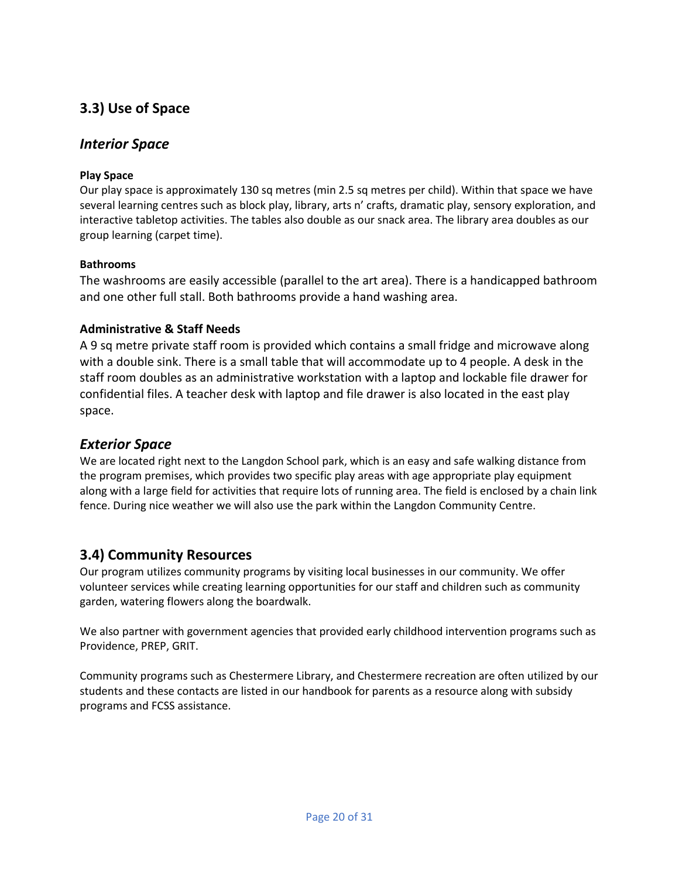## 3.3) Use of Space

### *Interior Space*

**Play Space**

Our play space is approximately 130 sq metres (min 2.5 sq metres per child). Within that space we have several learning centres such as block play, library, arts n' crafts, dramatic play, sensory exploration, and interactive tabletop activities. The tables also double as our snack area. The library area doubles as our group learning (carpet time).

**Bathrooms**

The washrooms are easily accessible (parallel to the art area). There is a handicapped bathroom and one other full stall. Both bathrooms provide a hand washing area.

**Administrative & Staff Needs**

A 9 sq metre private staff room is provided which contains a small fridge and microwave along with a double sink. There is a small table that will accommodate up to 4 people. A desk in the staff room doubles as an administrative workstation with a laptop and lockable file drawer for confidential files. A teacher desk with laptop and file drawer is also located in the east play space.

### *Exterior Space*

We are located right next to the Langdon School park, which is an easy and safe walking distance from the program premises, which provides two specific play areas with age appropriate play equipment along with a large field for activities that require lots of running area. The field is enclosed by a chain link fence. During nice weather we will also use the park within the Langdon Community Centre.

## 3.4) Community Resources

Our program utilizes community programs by visiting local businesses in our community. We offer volunteer services while creating learning opportunities for our staff and children such as community garden, watering flowers along the boardwalk.

We also partner with government agencies that provided early childhood intervention programs such as Providence, PREP, GRIT.

Community programs such as Chestermere Library, and Chestermere recreation are often utilized by our students and these contacts are listed in our handbook for parents as a resource along with subsidy programs and FCSS assistance.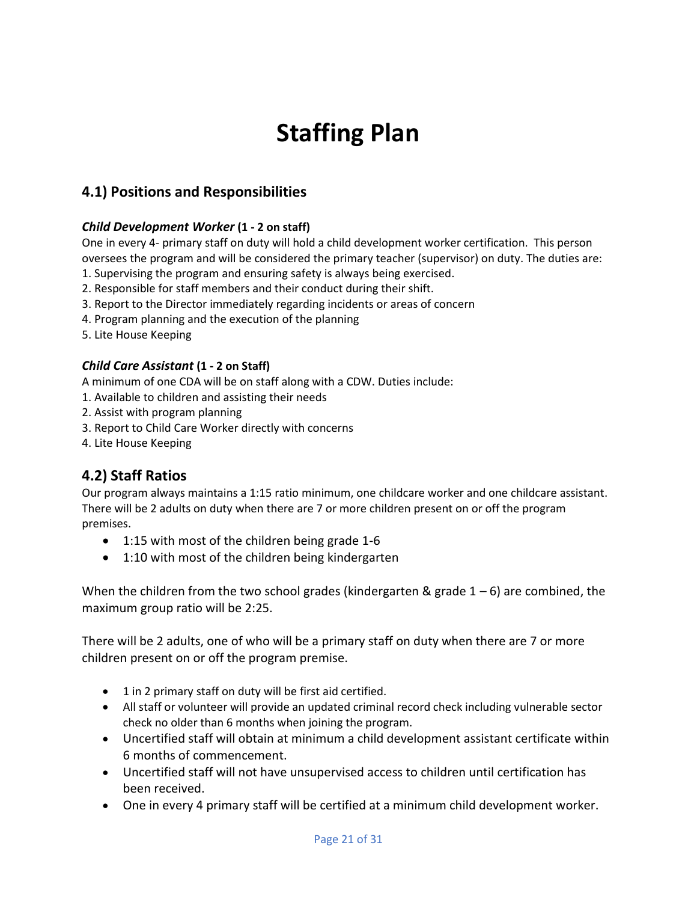# Staffing Plan

## 4.1) Positions and Responsibilities

### ***Child Development Worker* (1 - 2 on staff)**

One in every 4- primary staff on duty will hold a child development worker certification. This person oversees the program and will be considered the primary teacher (supervisor) on duty. The duties are:

1. Supervising the program and ensuring safety is always being exercised.
2. Responsible for staff members and their conduct during their shift.
3. Report to the Director immediately regarding incidents or areas of concern
4. Program planning and the execution of the planning
5. Lite House Keeping

### ***Child Care Assistant* (1 - 2 on Staff)**

A minimum of one CDA will be on staff along with a CDW. Duties include:

1. Available to children and assisting their needs
2. Assist with program planning
3. Report to Child Care Worker directly with concerns
4. Lite House Keeping

## 4.2) Staff Ratios

Our program always maintains a 1:15 ratio minimum, one childcare worker and one childcare assistant. There will be 2 adults on duty when there are 7 or more children present on or off the program premises.

- 1:15 with most of the children being grade 1-6
- 1:10 with most of the children being kindergarten

When the children from the two school grades (kindergarten & grade 1 – 6) are combined, the maximum group ratio will be 2:25.

There will be 2 adults, one of who will be a primary staff on duty when there are 7 or more children present on or off the program premise.

- 1 in 2 primary staff on duty will be first aid certified.
- All staff or volunteer will provide an updated criminal record check including vulnerable sector check no older than 6 months when joining the program.
- Uncertified staff will obtain at minimum a child development assistant certificate within 6 months of commencement.
- Uncertified staff will not have unsupervised access to children until certification has been received.
- One in every 4 primary staff will be certified at a minimum child development worker.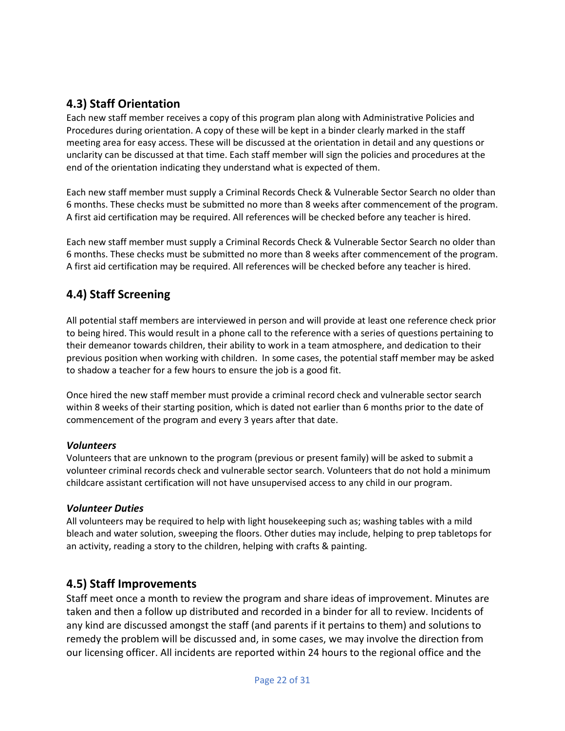## 4.3) Staff Orientation

Each new staff member receives a copy of this program plan along with Administrative Policies and Procedures during orientation. A copy of these will be kept in a binder clearly marked in the staff meeting area for easy access. These will be discussed at the orientation in detail and any questions or unclarity can be discussed at that time. Each staff member will sign the policies and procedures at the end of the orientation indicating they understand what is expected of them.

Each new staff member must supply a Criminal Records Check & Vulnerable Sector Search no older than 6 months. These checks must be submitted no more than 8 weeks after commencement of the program. A first aid certification may be required. All references will be checked before any teacher is hired.

Each new staff member must supply a Criminal Records Check & Vulnerable Sector Search no older than 6 months. These checks must be submitted no more than 8 weeks after commencement of the program. A first aid certification may be required. All references will be checked before any teacher is hired.

## 4.4) Staff Screening

All potential staff members are interviewed in person and will provide at least one reference check prior to being hired. This would result in a phone call to the reference with a series of questions pertaining to their demeanor towards children, their ability to work in a team atmosphere, and dedication to their previous position when working with children. In some cases, the potential staff member may be asked to shadow a teacher for a few hours to ensure the job is a good fit.

Once hired the new staff member must provide a criminal record check and vulnerable sector search within 8 weeks of their starting position, which is dated not earlier than 6 months prior to the date of commencement of the program and every 3 years after that date.

***Volunteers***

Volunteers that are unknown to the program (previous or present family) will be asked to submit a volunteer criminal records check and vulnerable sector search. Volunteers that do not hold a minimum childcare assistant certification will not have unsupervised access to any child in our program.

***Volunteer Duties***

All volunteers may be required to help with light housekeeping such as; washing tables with a mild bleach and water solution, sweeping the floors. Other duties may include, helping to prep tabletops for an activity, reading a story to the children, helping with crafts & painting.

## 4.5) Staff Improvements

Staff meet once a month to review the program and share ideas of improvement. Minutes are taken and then a follow up distributed and recorded in a binder for all to review. Incidents of any kind are discussed amongst the staff (and parents if it pertains to them) and solutions to remedy the problem will be discussed and, in some cases, we may involve the direction from our licensing officer. All incidents are reported within 24 hours to the regional office and the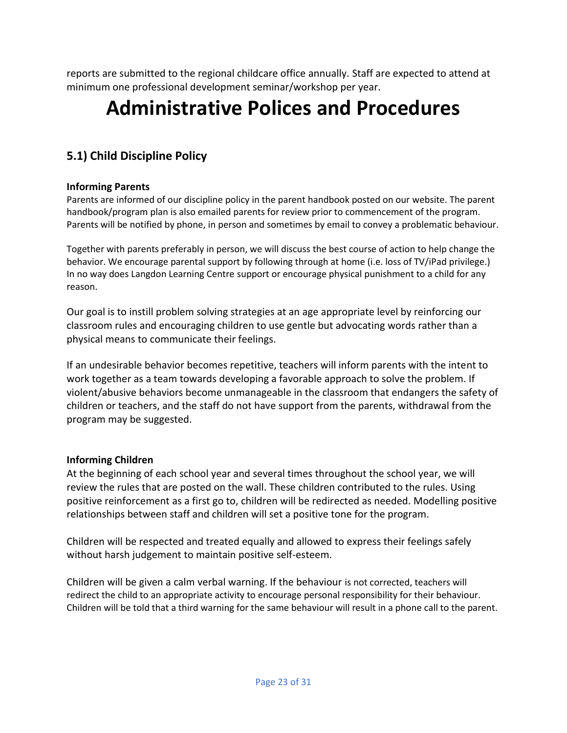reports are submitted to the regional childcare office annually. Staff are expected to attend at minimum one professional development seminar/workshop per year.

# Administrative Polices and Procedures

## 5.1) Child Discipline Policy

**Informing Parents**

Parents are informed of our discipline policy in the parent handbook posted on our website. The parent handbook/program plan is also emailed parents for review prior to commencement of the program. Parents will be notified by phone, in person and sometimes by email to convey a problematic behaviour.

Together with parents preferably in person, we will discuss the best course of action to help change the behavior. We encourage parental support by following through at home (i.e. loss of TV/iPad privilege.) In no way does Langdon Learning Centre support or encourage physical punishment to a child for any reason.

Our goal is to instill problem solving strategies at an age appropriate level by reinforcing our classroom rules and encouraging children to use gentle but advocating words rather than a physical means to communicate their feelings.

If an undesirable behavior becomes repetitive, teachers will inform parents with the intent to work together as a team towards developing a favorable approach to solve the problem. If violent/abusive behaviors become unmanageable in the classroom that endangers the safety of children or teachers, and the staff do not have support from the parents, withdrawal from the program may be suggested.

**Informing Children**

At the beginning of each school year and several times throughout the school year, we will review the rules that are posted on the wall. These children contributed to the rules. Using positive reinforcement as a first go to, children will be redirected as needed. Modelling positive relationships between staff and children will set a positive tone for the program.

Children will be respected and treated equally and allowed to express their feelings safely without harsh judgement to maintain positive self-esteem.

Children will be given a calm verbal warning. If the behaviour is not corrected, teachers will redirect the child to an appropriate activity to encourage personal responsibility for their behaviour. Children will be told that a third warning for the same behaviour will result in a phone call to the parent.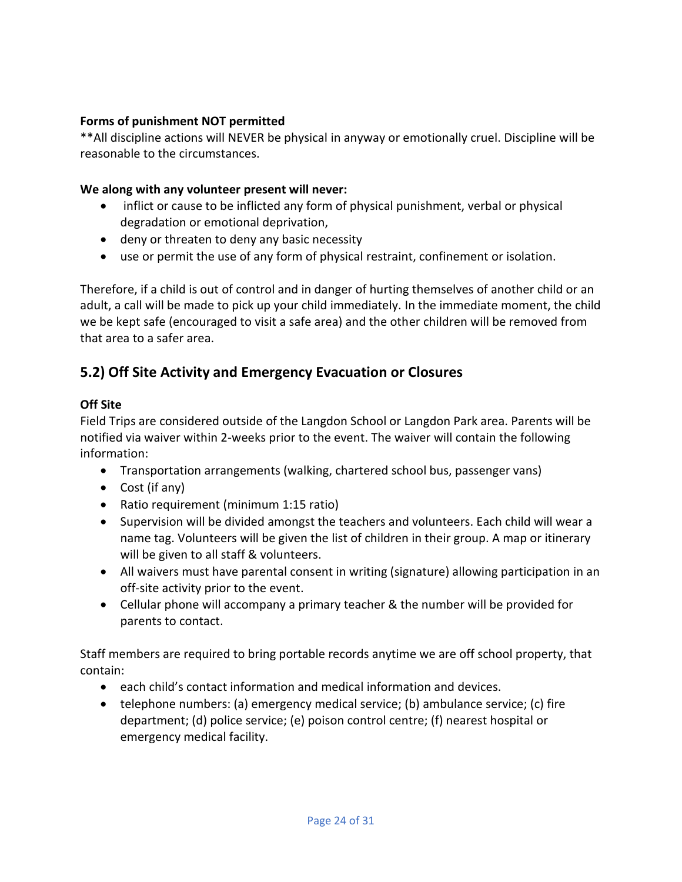**Forms of punishment NOT permitted**

**All discipline actions will NEVER be physical in anyway or emotionally cruel. Discipline will be reasonable to the circumstances.

**We along with any volunteer present will never:**

- inflict or cause to be inflicted any form of physical punishment, verbal or physical degradation or emotional deprivation,
- deny or threaten to deny any basic necessity
- use or permit the use of any form of physical restraint, confinement or isolation.

Therefore, if a child is out of control and in danger of hurting themselves of another child or an adult, a call will be made to pick up your child immediately. In the immediate moment, the child we be kept safe (encouraged to visit a safe area) and the other children will be removed from that area to a safer area.

## 5.2) Off Site Activity and Emergency Evacuation or Closures

**Off Site**

Field Trips are considered outside of the Langdon School or Langdon Park area. Parents will be notified via waiver within 2-weeks prior to the event. The waiver will contain the following information:

- Transportation arrangements (walking, chartered school bus, passenger vans)
- Cost (if any)
- Ratio requirement (minimum 1:15 ratio)
- Supervision will be divided amongst the teachers and volunteers. Each child will wear a name tag. Volunteers will be given the list of children in their group. A map or itinerary will be given to all staff & volunteers.
- All waivers must have parental consent in writing (signature) allowing participation in an off-site activity prior to the event.
- Cellular phone will accompany a primary teacher & the number will be provided for parents to contact.

Staff members are required to bring portable records anytime we are off school property, that contain:

- each child's contact information and medical information and devices.
- telephone numbers: (a) emergency medical service; (b) ambulance service; (c) fire department; (d) police service; (e) poison control centre; (f) nearest hospital or emergency medical facility.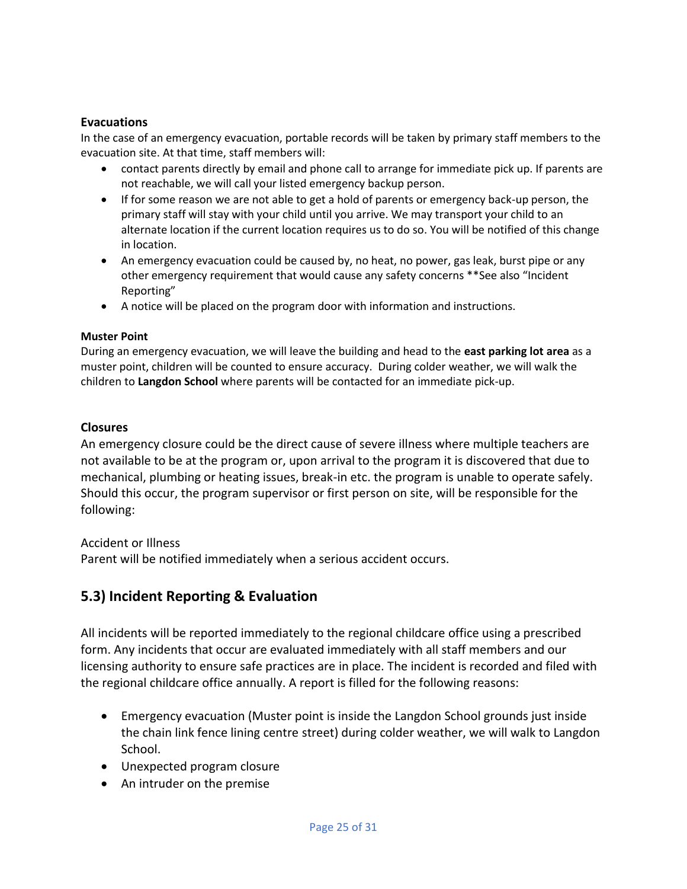### Evacuations

In the case of an emergency evacuation, portable records will be taken by primary staff members to the evacuation site. At that time, staff members will:

- contact parents directly by email and phone call to arrange for immediate pick up. If parents are not reachable, we will call your listed emergency backup person.
- If for some reason we are not able to get a hold of parents or emergency back-up person, the primary staff will stay with your child until you arrive. We may transport your child to an alternate location if the current location requires us to do so. You will be notified of this change in location.
- An emergency evacuation could be caused by, no heat, no power, gas leak, burst pipe or any other emergency requirement that would cause any safety concerns **See also "Incident Reporting"
- A notice will be placed on the program door with information and instructions.

#### Muster Point

During an emergency evacuation, we will leave the building and head to the **east parking lot area** as a muster point, children will be counted to ensure accuracy. During colder weather, we will walk the children to **Langdon School** where parents will be contacted for an immediate pick-up.

### Closures

An emergency closure could be the direct cause of severe illness where multiple teachers are not available to be at the program or, upon arrival to the program it is discovered that due to mechanical, plumbing or heating issues, break-in etc. the program is unable to operate safely. Should this occur, the program supervisor or first person on site, will be responsible for the following:

Accident or Illness
Parent will be notified immediately when a serious accident occurs.

## 5.3) Incident Reporting & Evaluation

All incidents will be reported immediately to the regional childcare office using a prescribed form. Any incidents that occur are evaluated immediately with all staff members and our licensing authority to ensure safe practices are in place. The incident is recorded and filed with the regional childcare office annually. A report is filled for the following reasons:

- Emergency evacuation (Muster point is inside the Langdon School grounds just inside the chain link fence lining centre street) during colder weather, we will walk to Langdon School.
- Unexpected program closure
- An intruder on the premise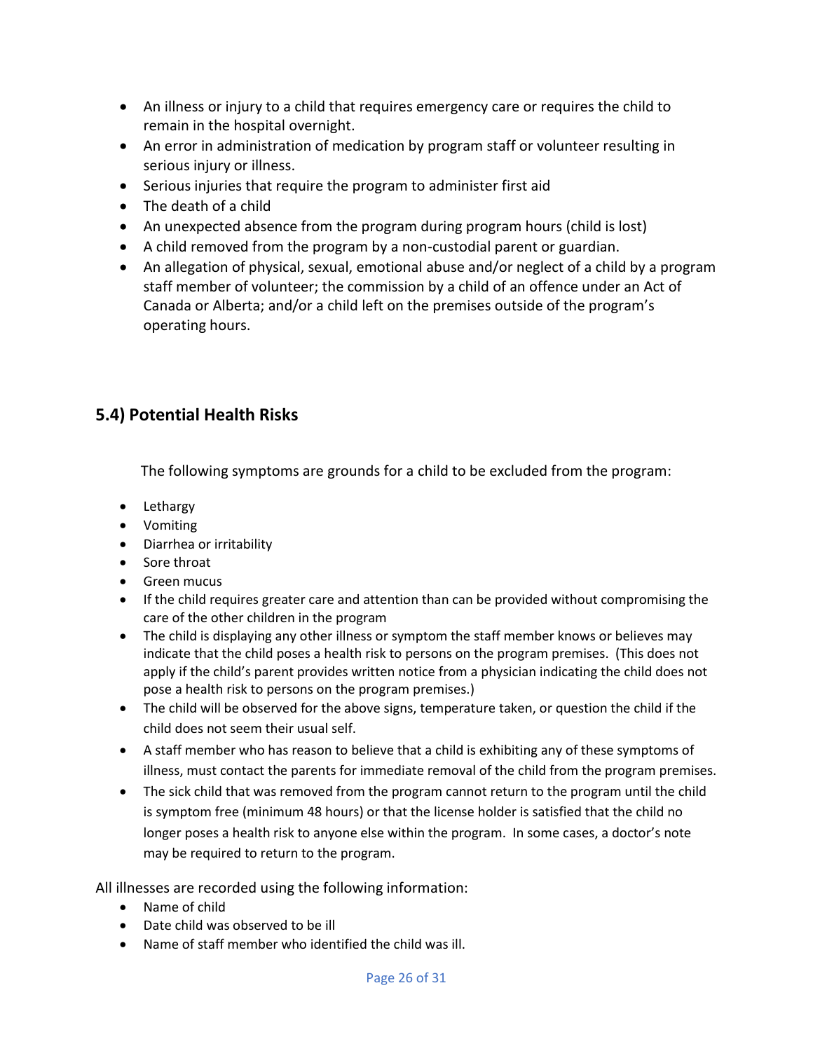- An illness or injury to a child that requires emergency care or requires the child to remain in the hospital overnight.
- An error in administration of medication by program staff or volunteer resulting in serious injury or illness.
- Serious injuries that require the program to administer first aid
- The death of a child
- An unexpected absence from the program during program hours (child is lost)
- A child removed from the program by a non-custodial parent or guardian.
- An allegation of physical, sexual, emotional abuse and/or neglect of a child by a program staff member of volunteer; the commission by a child of an offence under an Act of Canada or Alberta; and/or a child left on the premises outside of the program's operating hours.

## 5.4) Potential Health Risks

The following symptoms are grounds for a child to be excluded from the program:

- Lethargy
- Vomiting
- Diarrhea or irritability
- Sore throat
- Green mucus
- If the child requires greater care and attention than can be provided without compromising the care of the other children in the program
- The child is displaying any other illness or symptom the staff member knows or believes may indicate that the child poses a health risk to persons on the program premises. (This does not apply if the child's parent provides written notice from a physician indicating the child does not pose a health risk to persons on the program premises.)
- The child will be observed for the above signs, temperature taken, or question the child if the child does not seem their usual self.
- A staff member who has reason to believe that a child is exhibiting any of these symptoms of illness, must contact the parents for immediate removal of the child from the program premises.
- The sick child that was removed from the program cannot return to the program until the child is symptom free (minimum 48 hours) or that the license holder is satisfied that the child no longer poses a health risk to anyone else within the program. In some cases, a doctor's note may be required to return to the program.

All illnesses are recorded using the following information:

- Name of child
- Date child was observed to be ill
- Name of staff member who identified the child was ill.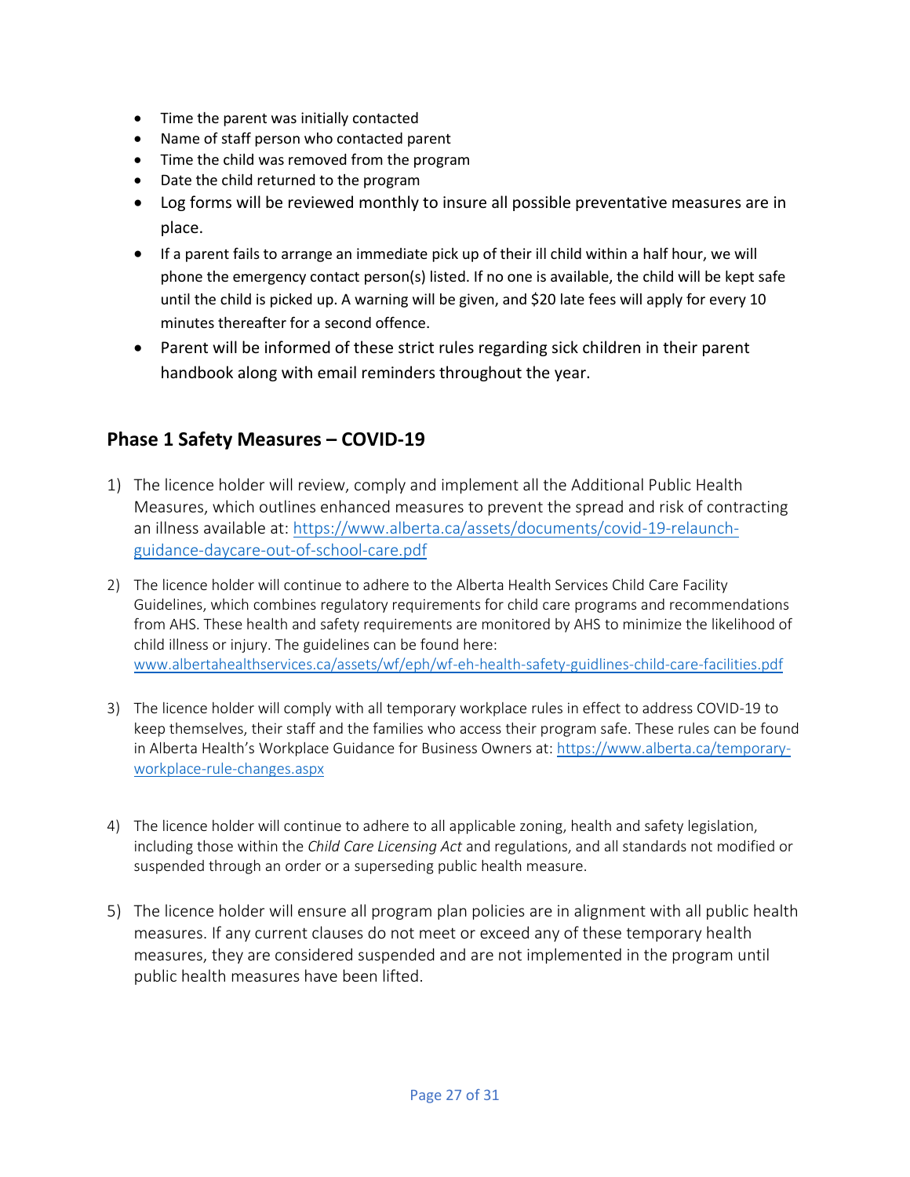- Time the parent was initially contacted
- Name of staff person who contacted parent
- Time the child was removed from the program
- Date the child returned to the program
- Log forms will be reviewed monthly to insure all possible preventative measures are in place.
- If a parent fails to arrange an immediate pick up of their ill child within a half hour, we will phone the emergency contact person(s) listed. If no one is available, the child will be kept safe until the child is picked up. A warning will be given, and $20 late fees will apply for every 10 minutes thereafter for a second offence.
- Parent will be informed of these strict rules regarding sick children in their parent handbook along with email reminders throughout the year.

## Phase 1 Safety Measures – COVID-19

1) The licence holder will review, comply and implement all the Additional Public Health Measures, which outlines enhanced measures to prevent the spread and risk of contracting an illness available at: [https://www.alberta.ca/assets/documents/covid-19-relaunch-guidance-daycare-out-of-school-care.pdf](https://www.alberta.ca/assets/documents/covid-19-relaunch-guidance-daycare-out-of-school-care.pdf)

2) The licence holder will continue to adhere to the Alberta Health Services Child Care Facility Guidelines, which combines regulatory requirements for child care programs and recommendations from AHS. These health and safety requirements are monitored by AHS to minimize the likelihood of child illness or injury. The guidelines can be found here: [www.albertahealthservices.ca/assets/wf/eph/wf-eh-health-safety-guidlines-child-care-facilities.pdf](www.albertahealthservices.ca/assets/wf/eph/wf-eh-health-safety-guidlines-child-care-facilities.pdf)

3) The licence holder will comply with all temporary workplace rules in effect to address COVID-19 to keep themselves, their staff and the families who access their program safe. These rules can be found in Alberta Health's Workplace Guidance for Business Owners at: [https://www.alberta.ca/temporary-workplace-rule-changes.aspx](https://www.alberta.ca/temporary-workplace-rule-changes.aspx)

4) The licence holder will continue to adhere to all applicable zoning, health and safety legislation, including those within the *Child Care Licensing Act* and regulations, and all standards not modified or suspended through an order or a superseding public health measure.

5) The licence holder will ensure all program plan policies are in alignment with all public health measures. If any current clauses do not meet or exceed any of these temporary health measures, they are considered suspended and are not implemented in the program until public health measures have been lifted.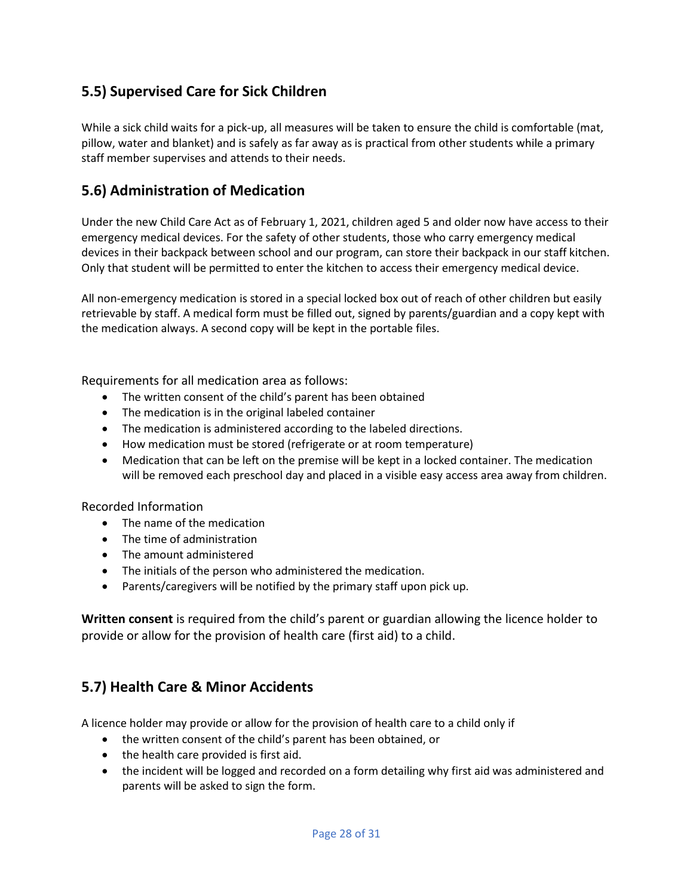## 5.5) Supervised Care for Sick Children

While a sick child waits for a pick-up, all measures will be taken to ensure the child is comfortable (mat, pillow, water and blanket) and is safely as far away as is practical from other students while a primary staff member supervises and attends to their needs.

## 5.6) Administration of Medication

Under the new Child Care Act as of February 1, 2021, children aged 5 and older now have access to their emergency medical devices. For the safety of other students, those who carry emergency medical devices in their backpack between school and our program, can store their backpack in our staff kitchen. Only that student will be permitted to enter the kitchen to access their emergency medical device.

All non-emergency medication is stored in a special locked box out of reach of other children but easily retrievable by staff. A medical form must be filled out, signed by parents/guardian and a copy kept with the medication always. A second copy will be kept in the portable files.

Requirements for all medication area as follows:

- The written consent of the child's parent has been obtained
- The medication is in the original labeled container
- The medication is administered according to the labeled directions.
- How medication must be stored (refrigerate or at room temperature)
- Medication that can be left on the premise will be kept in a locked container. The medication will be removed each preschool day and placed in a visible easy access area away from children.

Recorded Information

- The name of the medication
- The time of administration
- The amount administered
- The initials of the person who administered the medication.
- Parents/caregivers will be notified by the primary staff upon pick up.

**Written consent** is required from the child's parent or guardian allowing the licence holder to provide or allow for the provision of health care (first aid) to a child.

## 5.7) Health Care & Minor Accidents

A licence holder may provide or allow for the provision of health care to a child only if

- the written consent of the child's parent has been obtained, or
- the health care provided is first aid.
- the incident will be logged and recorded on a form detailing why first aid was administered and parents will be asked to sign the form.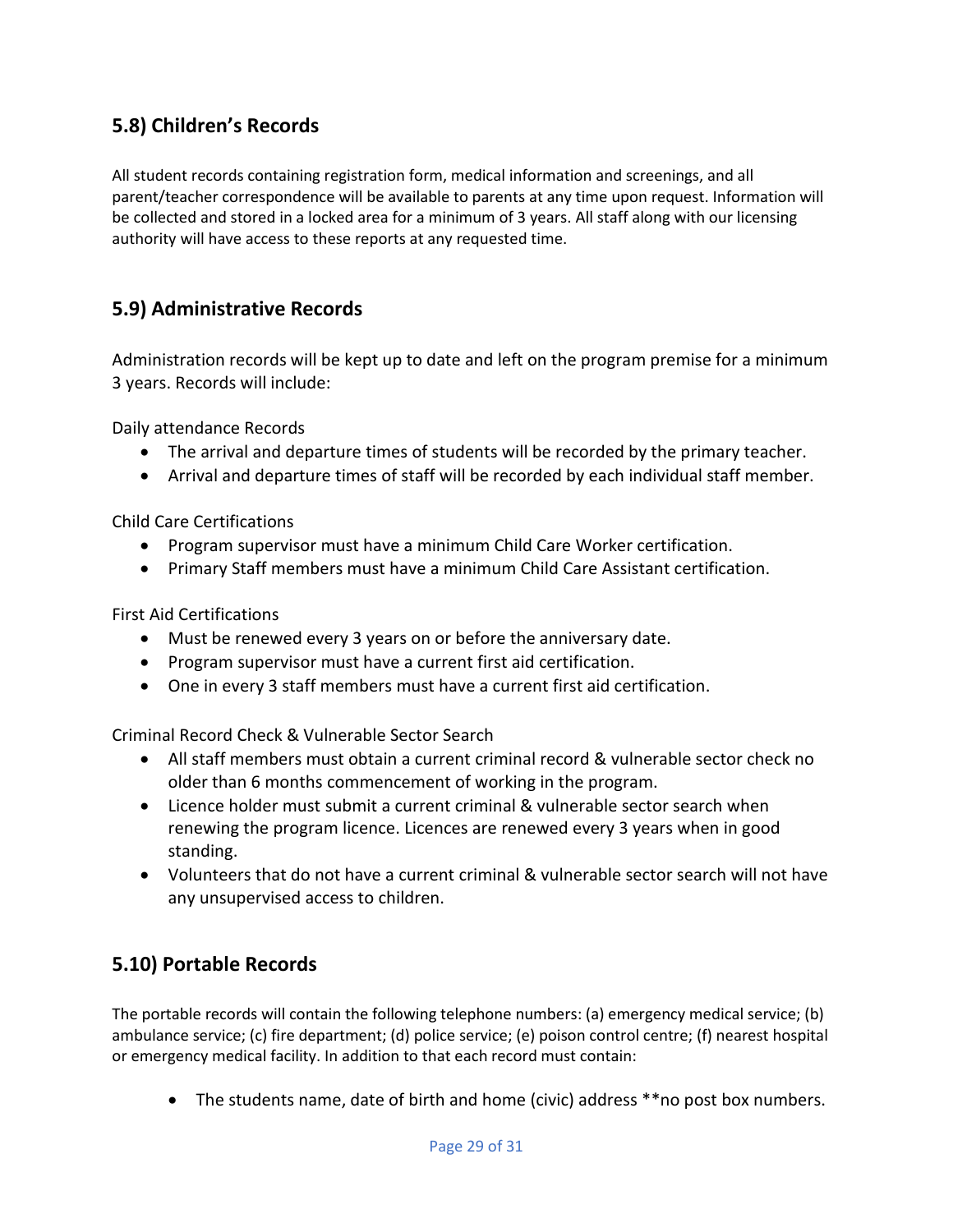## 5.8) Children's Records

All student records containing registration form, medical information and screenings, and all parent/teacher correspondence will be available to parents at any time upon request. Information will be collected and stored in a locked area for a minimum of 3 years. All staff along with our licensing authority will have access to these reports at any requested time.

## 5.9) Administrative Records

Administration records will be kept up to date and left on the program premise for a minimum 3 years. Records will include:

Daily attendance Records

- The arrival and departure times of students will be recorded by the primary teacher.
- Arrival and departure times of staff will be recorded by each individual staff member.

Child Care Certifications

- Program supervisor must have a minimum Child Care Worker certification.
- Primary Staff members must have a minimum Child Care Assistant certification.

First Aid Certifications

- Must be renewed every 3 years on or before the anniversary date.
- Program supervisor must have a current first aid certification.
- One in every 3 staff members must have a current first aid certification.

Criminal Record Check & Vulnerable Sector Search

- All staff members must obtain a current criminal record & vulnerable sector check no older than 6 months commencement of working in the program.
- Licence holder must submit a current criminal & vulnerable sector search when renewing the program licence. Licences are renewed every 3 years when in good standing.
- Volunteers that do not have a current criminal & vulnerable sector search will not have any unsupervised access to children.

## 5.10) Portable Records

The portable records will contain the following telephone numbers: (a) emergency medical service; (b) ambulance service; (c) fire department; (d) police service; (e) poison control centre; (f) nearest hospital or emergency medical facility. In addition to that each record must contain:

- The students name, date of birth and home (civic) address **no post box numbers.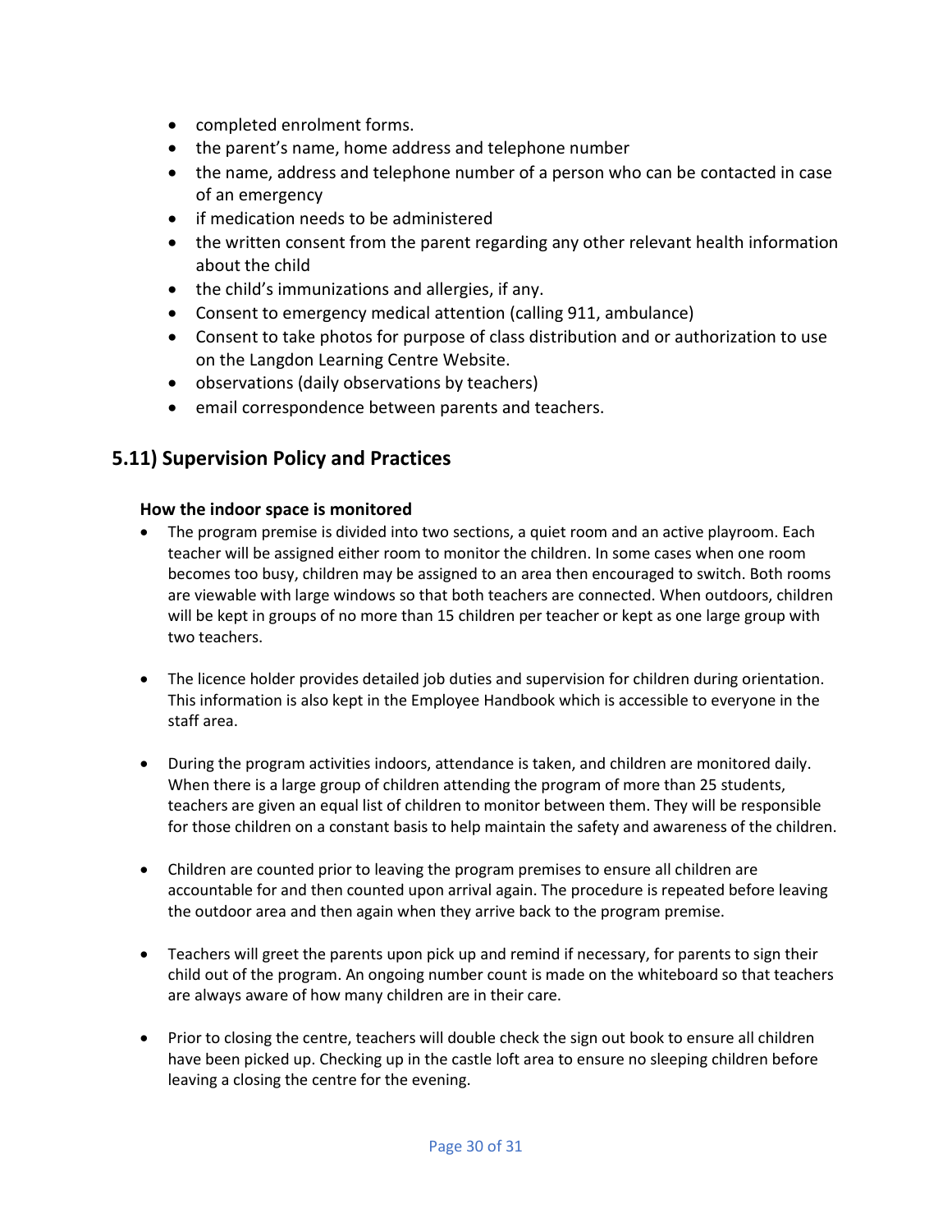- completed enrolment forms.
- the parent's name, home address and telephone number
- the name, address and telephone number of a person who can be contacted in case of an emergency
- if medication needs to be administered
- the written consent from the parent regarding any other relevant health information about the child
- the child's immunizations and allergies, if any.
- Consent to emergency medical attention (calling 911, ambulance)
- Consent to take photos for purpose of class distribution and or authorization to use on the Langdon Learning Centre Website.
- observations (daily observations by teachers)
- email correspondence between parents and teachers.

## 5.11) Supervision Policy and Practices

### How the indoor space is monitored

- The program premise is divided into two sections, a quiet room and an active playroom. Each teacher will be assigned either room to monitor the children. In some cases when one room becomes too busy, children may be assigned to an area then encouraged to switch. Both rooms are viewable with large windows so that both teachers are connected. When outdoors, children will be kept in groups of no more than 15 children per teacher or kept as one large group with two teachers.

- The licence holder provides detailed job duties and supervision for children during orientation. This information is also kept in the Employee Handbook which is accessible to everyone in the staff area.

- During the program activities indoors, attendance is taken, and children are monitored daily. When there is a large group of children attending the program of more than 25 students, teachers are given an equal list of children to monitor between them. They will be responsible for those children on a constant basis to help maintain the safety and awareness of the children.

- Children are counted prior to leaving the program premises to ensure all children are accountable for and then counted upon arrival again. The procedure is repeated before leaving the outdoor area and then again when they arrive back to the program premise.

- Teachers will greet the parents upon pick up and remind if necessary, for parents to sign their child out of the program. An ongoing number count is made on the whiteboard so that teachers are always aware of how many children are in their care.

- Prior to closing the centre, teachers will double check the sign out book to ensure all children have been picked up. Checking up in the castle loft area to ensure no sleeping children before leaving a closing the centre for the evening.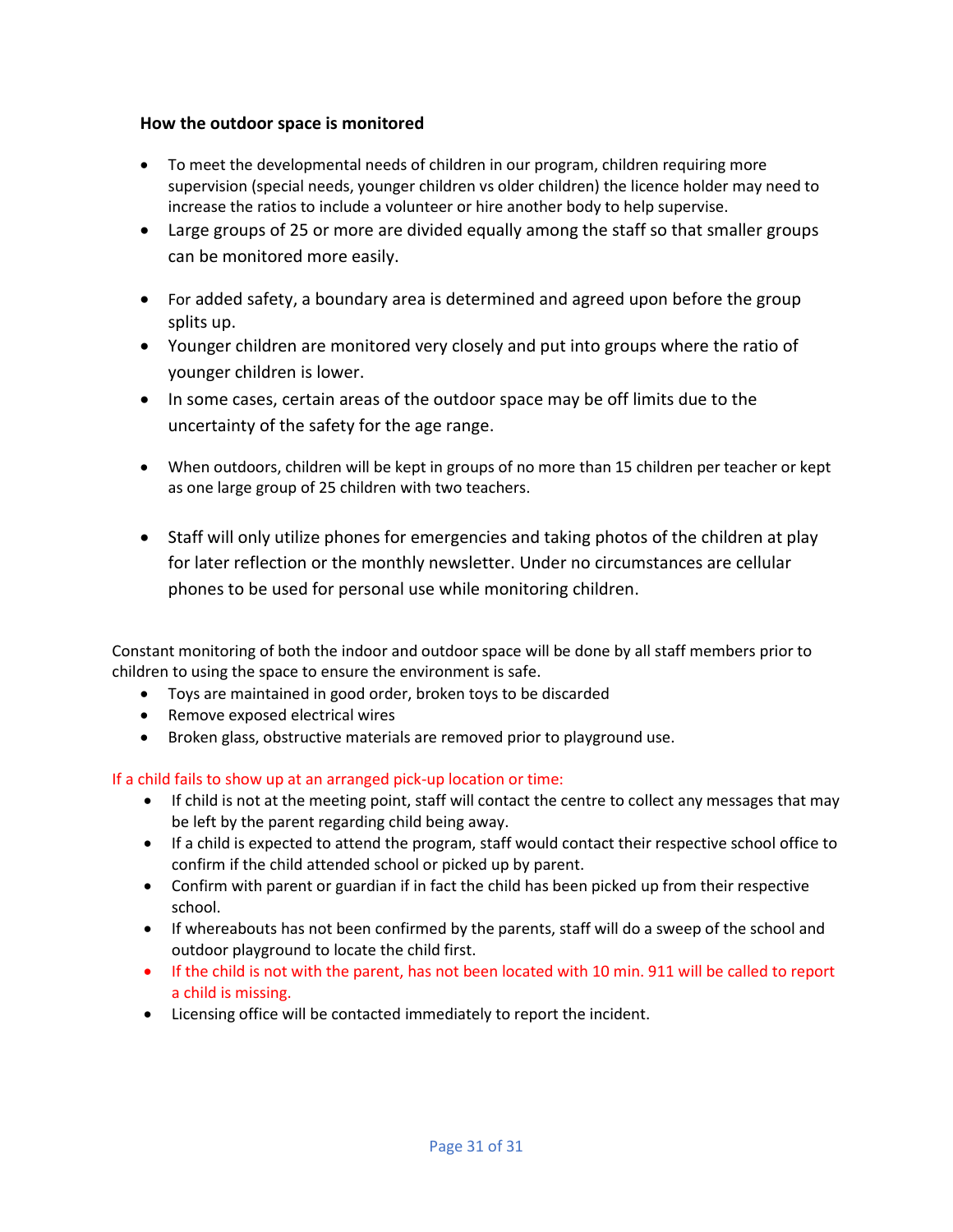**How the outdoor space is monitored**

- To meet the developmental needs of children in our program, children requiring more supervision (special needs, younger children vs older children) the licence holder may need to increase the ratios to include a volunteer or hire another body to help supervise.
- Large groups of 25 or more are divided equally among the staff so that smaller groups can be monitored more easily.
- For added safety, a boundary area is determined and agreed upon before the group splits up.
- Younger children are monitored very closely and put into groups where the ratio of younger children is lower.
- In some cases, certain areas of the outdoor space may be off limits due to the uncertainty of the safety for the age range.
- When outdoors, children will be kept in groups of no more than 15 children per teacher or kept as one large group of 25 children with two teachers.
- Staff will only utilize phones for emergencies and taking photos of the children at play for later reflection or the monthly newsletter. Under no circumstances are cellular phones to be used for personal use while monitoring children.

Constant monitoring of both the indoor and outdoor space will be done by all staff members prior to children to using the space to ensure the environment is safe.

- Toys are maintained in good order, broken toys to be discarded
- Remove exposed electrical wires
- Broken glass, obstructive materials are removed prior to playground use.

If a child fails to show up at an arranged pick-up location or time:

- If child is not at the meeting point, staff will contact the centre to collect any messages that may be left by the parent regarding child being away.
- If a child is expected to attend the program, staff would contact their respective school office to confirm if the child attended school or picked up by parent.
- Confirm with parent or guardian if in fact the child has been picked up from their respective school.
- If whereabouts has not been confirmed by the parents, staff will do a sweep of the school and outdoor playground to locate the child first.
- If the child is not with the parent, has not been located with 10 min. 911 will be called to report a child is missing.
- Licensing office will be contacted immediately to report the incident.